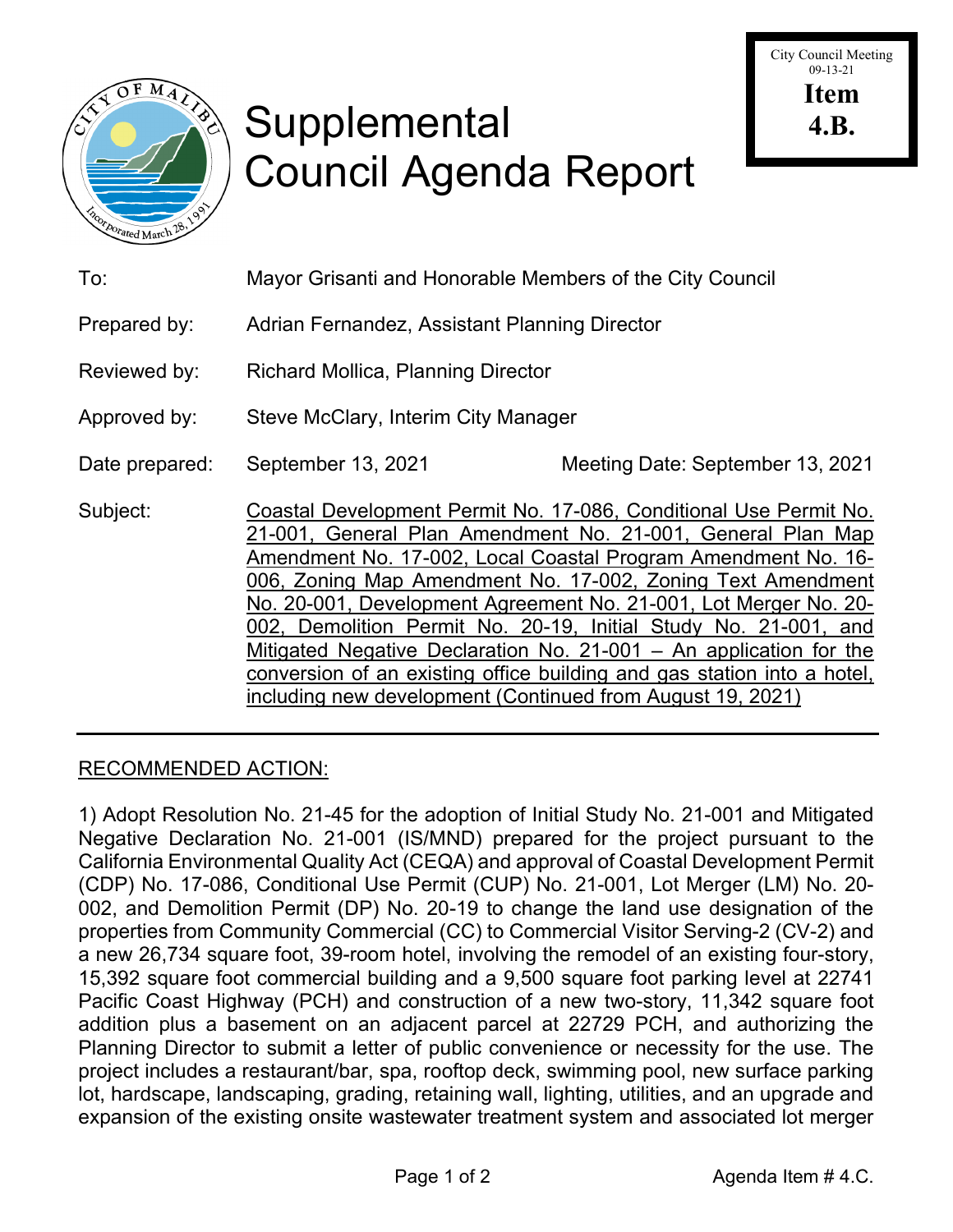City Council Meeting
09-13-21
**Item 4.B.**

# Supplemental Council Agenda Report

To: Mayor Grisanti and Honorable Members of the City Council

Prepared by: Adrian Fernandez, Assistant Planning Director

Reviewed by: Richard Mollica, Planning Director

Approved by: Steve McClary, Interim City Manager

Date prepared: September 13, 2021 Meeting Date: September 13, 2021

Subject: Coastal Development Permit No. 17-086, Conditional Use Permit No. 21-001, General Plan Amendment No. 21-001, General Plan Map Amendment No. 17-002, Local Coastal Program Amendment No. 16-006, Zoning Map Amendment No. 17-002, Zoning Text Amendment No. 20-001, Development Agreement No. 21-001, Lot Merger No. 20-002, Demolition Permit No. 20-19, Initial Study No. 21-001, and Mitigated Negative Declaration No. 21-001 – An application for the conversion of an existing office building and gas station into a hotel, including new development (Continued from August 19, 2021)

---

## RECOMMENDED ACTION:

1) Adopt Resolution No. 21-45 for the adoption of Initial Study No. 21-001 and Mitigated Negative Declaration No. 21-001 (IS/MND) prepared for the project pursuant to the California Environmental Quality Act (CEQA) and approval of Coastal Development Permit (CDP) No. 17-086, Conditional Use Permit (CUP) No. 21-001, Lot Merger (LM) No. 20-002, and Demolition Permit (DP) No. 20-19 to change the land use designation of the properties from Community Commercial (CC) to Commercial Visitor Serving-2 (CV-2) and a new 26,734 square foot, 39-room hotel, involving the remodel of an existing four-story, 15,392 square foot commercial building and a 9,500 square foot parking level at 22741 Pacific Coast Highway (PCH) and construction of a new two-story, 11,342 square foot addition plus a basement on an adjacent parcel at 22729 PCH, and authorizing the Planning Director to submit a letter of public convenience or necessity for the use. The project includes a restaurant/bar, spa, rooftop deck, swimming pool, new surface parking lot, hardscape, landscaping, grading, retaining wall, lighting, utilities, and an upgrade and expansion of the existing onsite wastewater treatment system and associated lot merger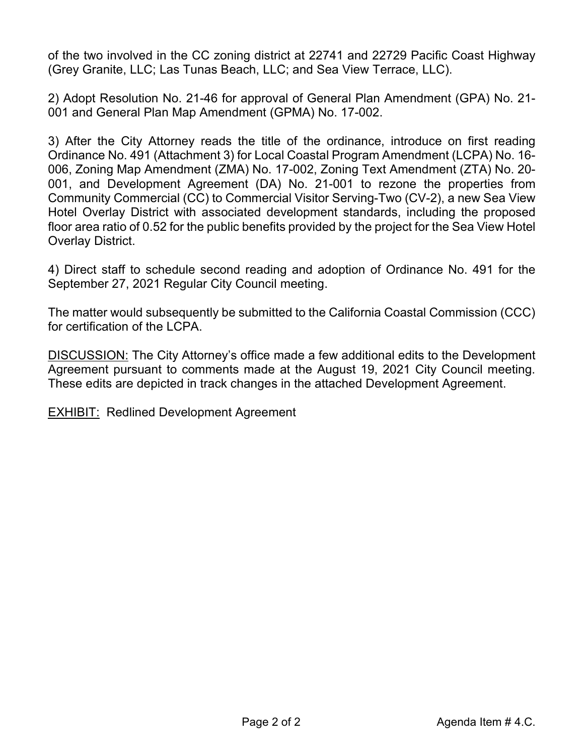of the two involved in the CC zoning district at 22741 and 22729 Pacific Coast Highway (Grey Granite, LLC; Las Tunas Beach, LLC; and Sea View Terrace, LLC).

2) Adopt Resolution No. 21-46 for approval of General Plan Amendment (GPA) No. 21-001 and General Plan Map Amendment (GPMA) No. 17-002.

3) After the City Attorney reads the title of the ordinance, introduce on first reading Ordinance No. 491 (Attachment 3) for Local Coastal Program Amendment (LCPA) No. 16-006, Zoning Map Amendment (ZMA) No. 17-002, Zoning Text Amendment (ZTA) No. 20-001, and Development Agreement (DA) No. 21-001 to rezone the properties from Community Commercial (CC) to Commercial Visitor Serving-Two (CV-2), a new Sea View Hotel Overlay District with associated development standards, including the proposed floor area ratio of 0.52 for the public benefits provided by the project for the Sea View Hotel Overlay District.

4) Direct staff to schedule second reading and adoption of Ordinance No. 491 for the September 27, 2021 Regular City Council meeting.

The matter would subsequently be submitted to the California Coastal Commission (CCC) for certification of the LCPA.

DISCUSSION: The City Attorney's office made a few additional edits to the Development Agreement pursuant to comments made at the August 19, 2021 City Council meeting. These edits are depicted in track changes in the attached Development Agreement.

EXHIBIT: Redlined Development Agreement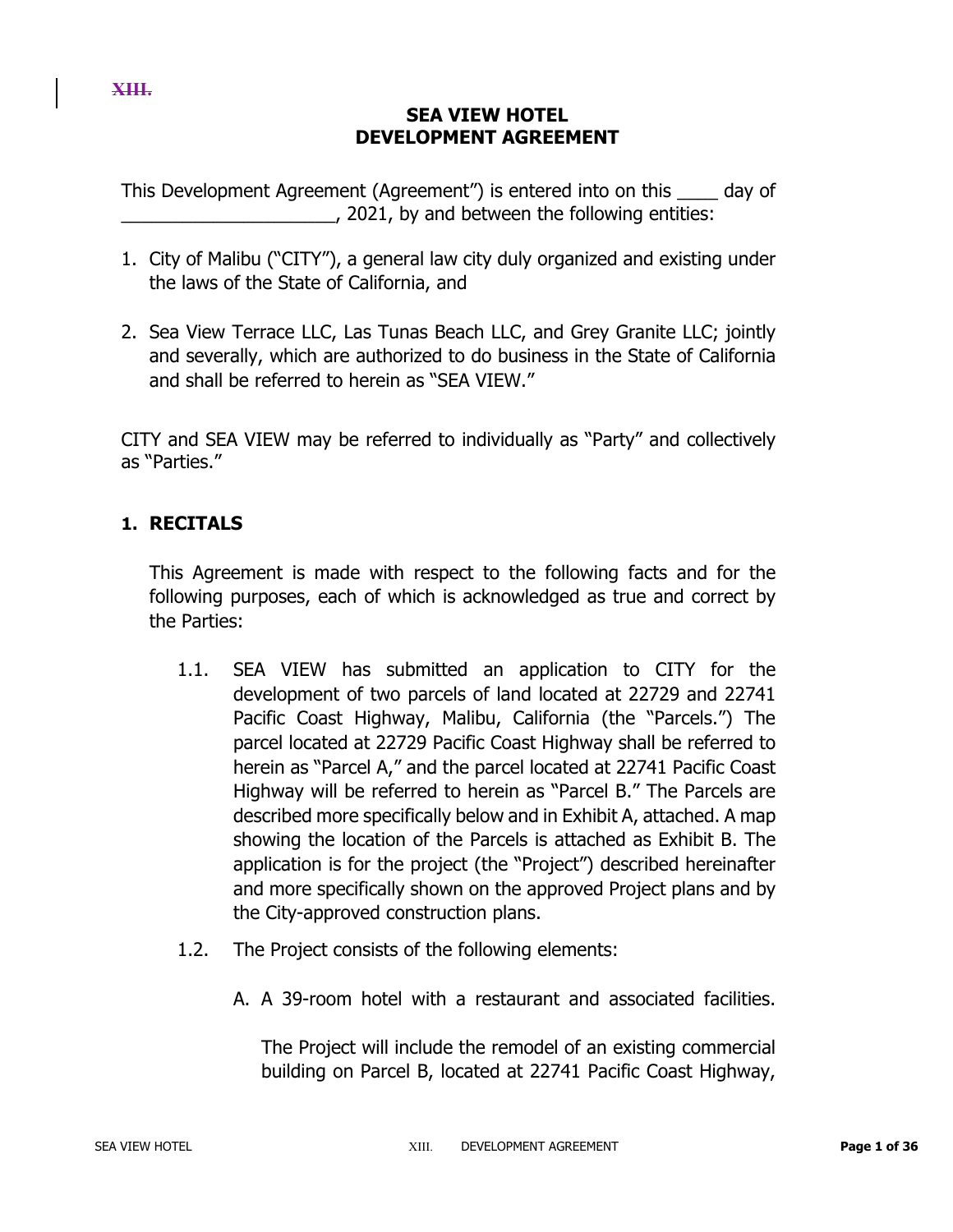~~XIII.~~

# SEA VIEW HOTEL
# DEVELOPMENT AGREEMENT

This Development Agreement (Agreement") is entered into on this ____ day of _____________________, 2021, by and between the following entities:

1. City of Malibu ("CITY"), a general law city duly organized and existing under the laws of the State of California, and

2. Sea View Terrace LLC, Las Tunas Beach LLC, and Grey Granite LLC; jointly and severally, which are authorized to do business in the State of California and shall be referred to herein as "SEA VIEW."

CITY and SEA VIEW may be referred to individually as "Party" and collectively as "Parties."

## 1. RECITALS

This Agreement is made with respect to the following facts and for the following purposes, each of which is acknowledged as true and correct by the Parties:

1.1. SEA VIEW has submitted an application to CITY for the development of two parcels of land located at 22729 and 22741 Pacific Coast Highway, Malibu, California (the "Parcels.") The parcel located at 22729 Pacific Coast Highway shall be referred to herein as "Parcel A," and the parcel located at 22741 Pacific Coast Highway will be referred to herein as "Parcel B." The Parcels are described more specifically below and in Exhibit A, attached. A map showing the location of the Parcels is attached as Exhibit B. The application is for the project (the "Project") described hereinafter and more specifically shown on the approved Project plans and by the City-approved construction plans.

1.2. The Project consists of the following elements:

A. A 39-room hotel with a restaurant and associated facilities.

The Project will include the remodel of an existing commercial building on Parcel B, located at 22741 Pacific Coast Highway,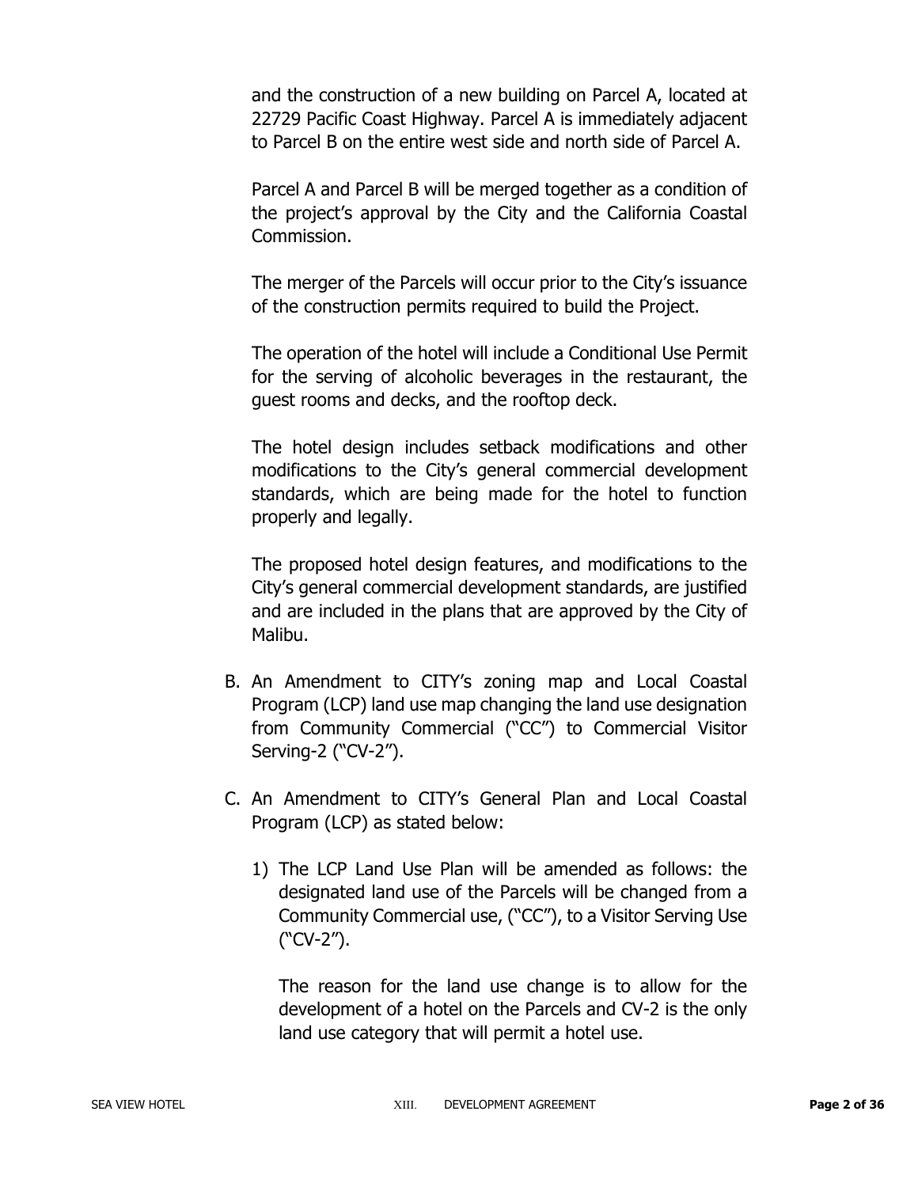and the construction of a new building on Parcel A, located at 22729 Pacific Coast Highway. Parcel A is immediately adjacent to Parcel B on the entire west side and north side of Parcel A.

Parcel A and Parcel B will be merged together as a condition of the project's approval by the City and the California Coastal Commission.

The merger of the Parcels will occur prior to the City's issuance of the construction permits required to build the Project.

The operation of the hotel will include a Conditional Use Permit for the serving of alcoholic beverages in the restaurant, the guest rooms and decks, and the rooftop deck.

The hotel design includes setback modifications and other modifications to the City's general commercial development standards, which are being made for the hotel to function properly and legally.

The proposed hotel design features, and modifications to the City's general commercial development standards, are justified and are included in the plans that are approved by the City of Malibu.

B. An Amendment to CITY's zoning map and Local Coastal Program (LCP) land use map changing the land use designation from Community Commercial ("CC") to Commercial Visitor Serving-2 ("CV-2").

C. An Amendment to CITY's General Plan and Local Coastal Program (LCP) as stated below:

   1) The LCP Land Use Plan will be amended as follows: the designated land use of the Parcels will be changed from a Community Commercial use, ("CC"), to a Visitor Serving Use ("CV-2").

      The reason for the land use change is to allow for the development of a hotel on the Parcels and CV-2 is the only land use category that will permit a hotel use.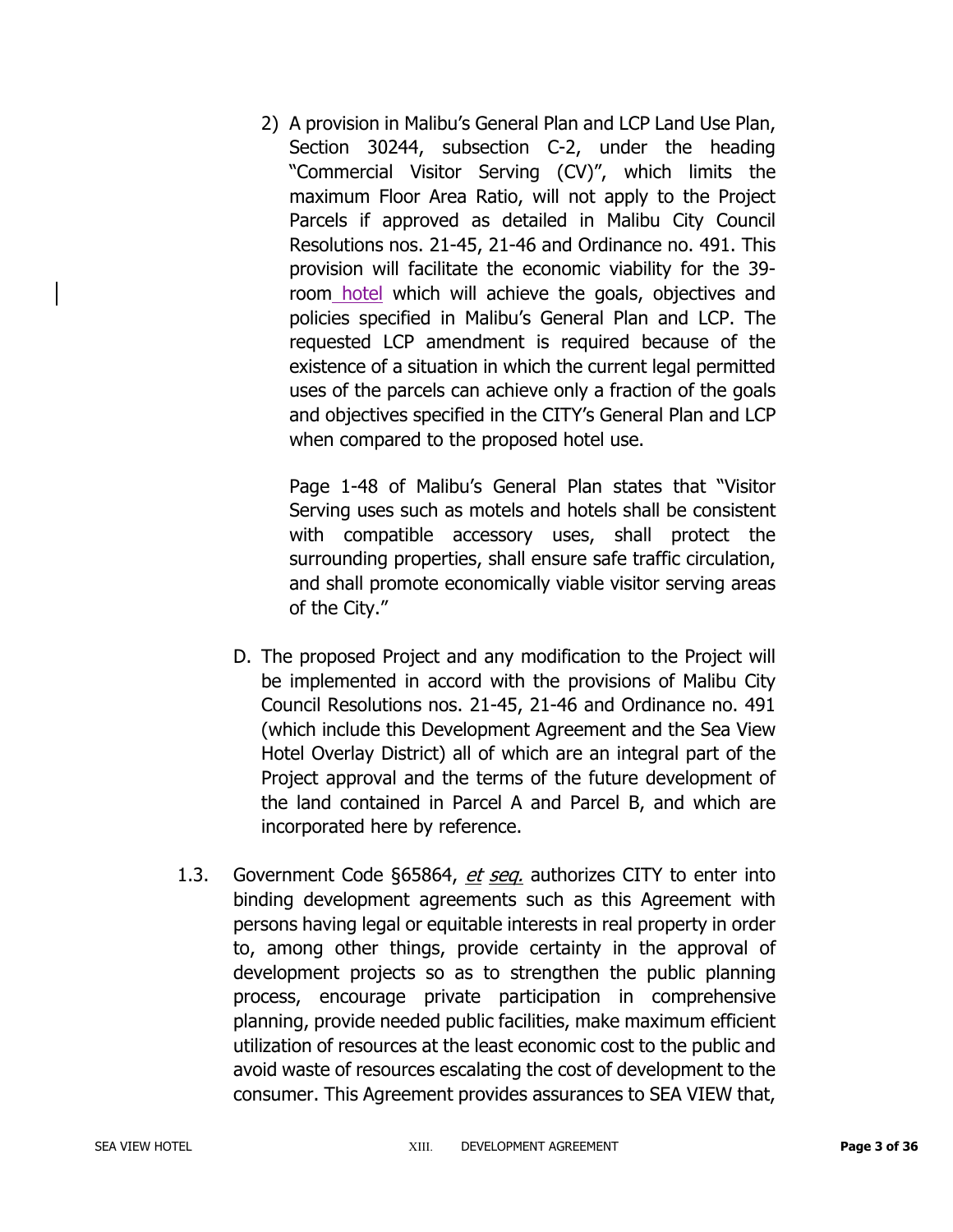2) A provision in Malibu's General Plan and LCP Land Use Plan, Section 30244, subsection C-2, under the heading "Commercial Visitor Serving (CV)", which limits the maximum Floor Area Ratio, will not apply to the Project Parcels if approved as detailed in Malibu City Council Resolutions nos. 21-45, 21-46 and Ordinance no. 491. This provision will facilitate the economic viability for the 39-room hotel which will achieve the goals, objectives and policies specified in Malibu's General Plan and LCP. The requested LCP amendment is required because of the existence of a situation in which the current legal permitted uses of the parcels can achieve only a fraction of the goals and objectives specified in the CITY's General Plan and LCP when compared to the proposed hotel use.

   Page 1-48 of Malibu's General Plan states that "Visitor Serving uses such as motels and hotels shall be consistent with compatible accessory uses, shall protect the surrounding properties, shall ensure safe traffic circulation, and shall promote economically viable visitor serving areas of the City."

D. The proposed Project and any modification to the Project will be implemented in accord with the provisions of Malibu City Council Resolutions nos. 21-45, 21-46 and Ordinance no. 491 (which include this Development Agreement and the Sea View Hotel Overlay District) all of which are an integral part of the Project approval and the terms of the future development of the land contained in Parcel A and Parcel B, and which are incorporated here by reference.

1.3. Government Code §65864, *et seq.* authorizes CITY to enter into binding development agreements such as this Agreement with persons having legal or equitable interests in real property in order to, among other things, provide certainty in the approval of development projects so as to strengthen the public planning process, encourage private participation in comprehensive planning, provide needed public facilities, make maximum efficient utilization of resources at the least economic cost to the public and avoid waste of resources escalating the cost of development to the consumer. This Agreement provides assurances to SEA VIEW that,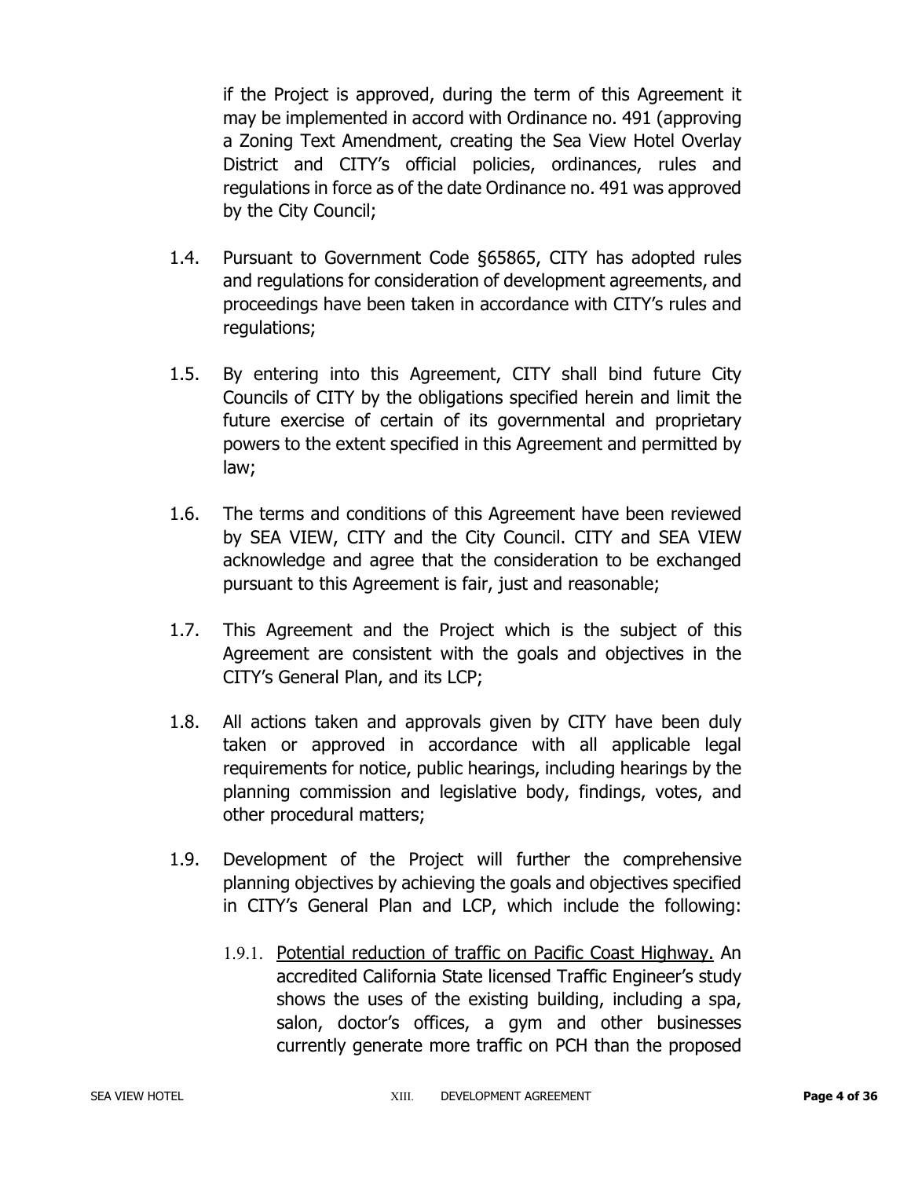if the Project is approved, during the term of this Agreement it may be implemented in accord with Ordinance no. 491 (approving a Zoning Text Amendment, creating the Sea View Hotel Overlay District and CITY's official policies, ordinances, rules and regulations in force as of the date Ordinance no. 491 was approved by the City Council;

1.4. Pursuant to Government Code §65865, CITY has adopted rules and regulations for consideration of development agreements, and proceedings have been taken in accordance with CITY's rules and regulations;

1.5. By entering into this Agreement, CITY shall bind future City Councils of CITY by the obligations specified herein and limit the future exercise of certain of its governmental and proprietary powers to the extent specified in this Agreement and permitted by law;

1.6. The terms and conditions of this Agreement have been reviewed by SEA VIEW, CITY and the City Council. CITY and SEA VIEW acknowledge and agree that the consideration to be exchanged pursuant to this Agreement is fair, just and reasonable;

1.7. This Agreement and the Project which is the subject of this Agreement are consistent with the goals and objectives in the CITY's General Plan, and its LCP;

1.8. All actions taken and approvals given by CITY have been duly taken or approved in accordance with all applicable legal requirements for notice, public hearings, including hearings by the planning commission and legislative body, findings, votes, and other procedural matters;

1.9. Development of the Project will further the comprehensive planning objectives by achieving the goals and objectives specified in CITY's General Plan and LCP, which include the following:

1.9.1. Potential reduction of traffic on Pacific Coast Highway. An accredited California State licensed Traffic Engineer's study shows the uses of the existing building, including a spa, salon, doctor's offices, a gym and other businesses currently generate more traffic on PCH than the proposed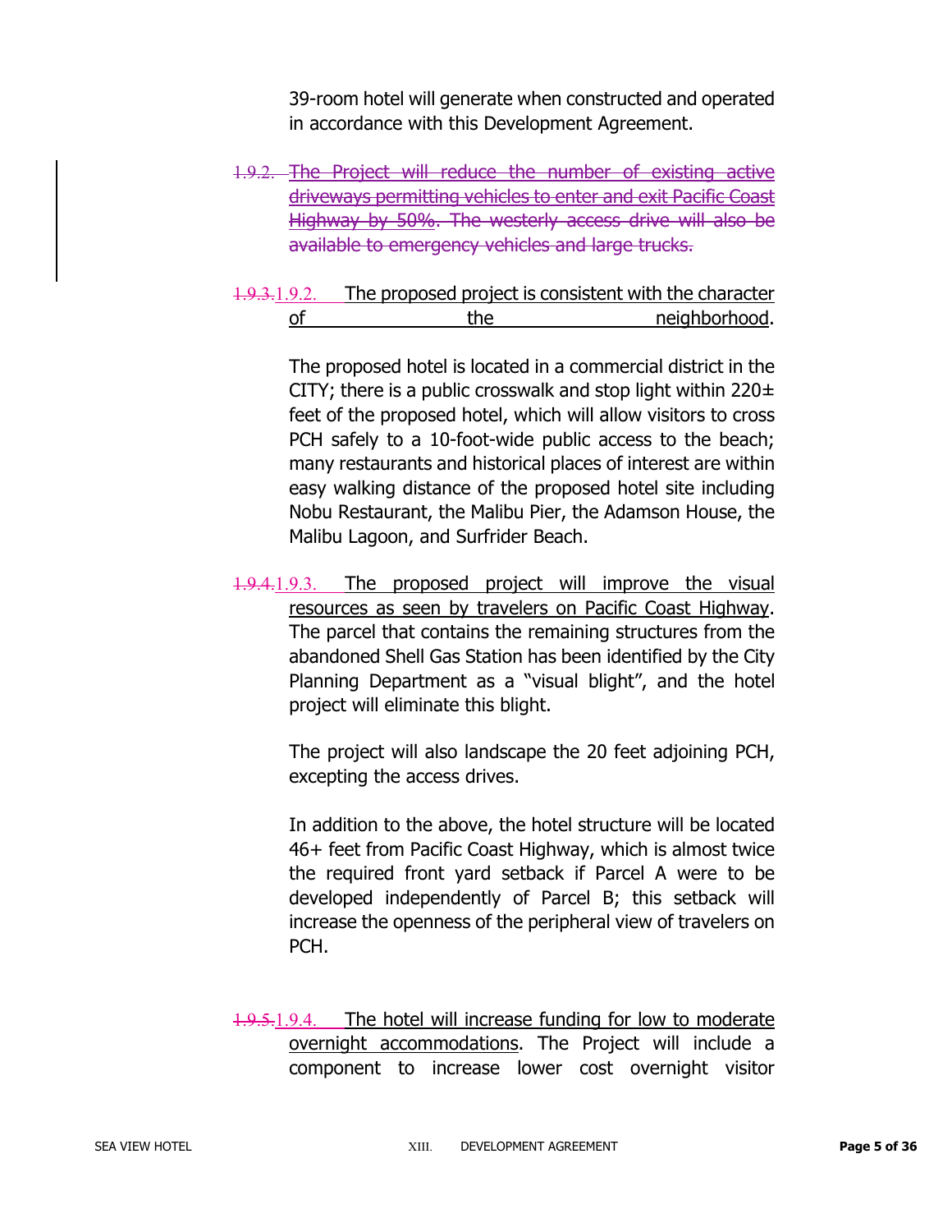39-room hotel will generate when constructed and operated in accordance with this Development Agreement.

~~1.9.2. The Project will reduce the number of existing active driveways permitting vehicles to enter and exit Pacific Coast Highway by 50%. The westerly access drive will also be available to emergency vehicles and large trucks.~~

~~1.9.3.~~1.9.2. <u>The proposed project is consistent with the character of the neighborhood</u>.

The proposed hotel is located in a commercial district in the CITY; there is a public crosswalk and stop light within 220± feet of the proposed hotel, which will allow visitors to cross PCH safely to a 10-foot-wide public access to the beach; many restaurants and historical places of interest are within easy walking distance of the proposed hotel site including Nobu Restaurant, the Malibu Pier, the Adamson House, the Malibu Lagoon, and Surfrider Beach.

~~1.9.4.~~1.9.3. <u>The proposed project will improve the visual resources as seen by travelers on Pacific Coast Highway</u>. The parcel that contains the remaining structures from the abandoned Shell Gas Station has been identified by the City Planning Department as a "visual blight", and the hotel project will eliminate this blight.

The project will also landscape the 20 feet adjoining PCH, excepting the access drives.

In addition to the above, the hotel structure will be located 46+ feet from Pacific Coast Highway, which is almost twice the required front yard setback if Parcel A were to be developed independently of Parcel B; this setback will increase the openness of the peripheral view of travelers on PCH.

~~1.9.5.~~1.9.4. <u>The hotel will increase funding for low to moderate overnight accommodations</u>. The Project will include a component to increase lower cost overnight visitor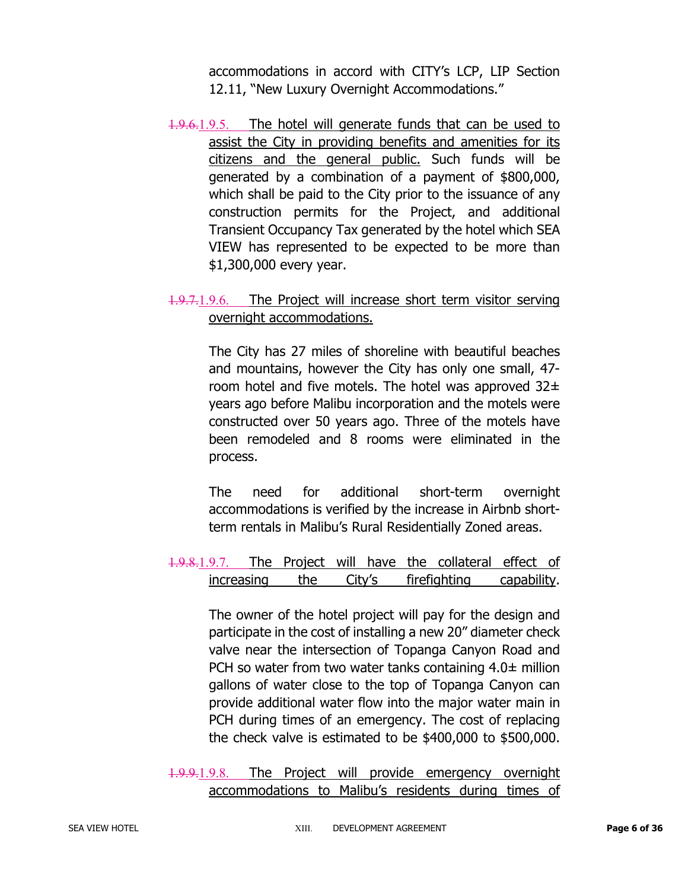accommodations in accord with CITY's LCP, LIP Section 12.11, "New Luxury Overnight Accommodations."

~~1.9.6.~~1.9.5. <u>The hotel will generate funds that can be used to assist the City in providing benefits and amenities for its citizens and the general public.</u> Such funds will be generated by a combination of a payment of $800,000, which shall be paid to the City prior to the issuance of any construction permits for the Project, and additional Transient Occupancy Tax generated by the hotel which SEA VIEW has represented to be expected to be more than $1,300,000 every year.

~~1.9.7.~~1.9.6. <u>The Project will increase short term visitor serving overnight accommodations.</u>

The City has 27 miles of shoreline with beautiful beaches and mountains, however the City has only one small, 47-room hotel and five motels. The hotel was approved 32± years ago before Malibu incorporation and the motels were constructed over 50 years ago. Three of the motels have been remodeled and 8 rooms were eliminated in the process.

The need for additional short-term overnight accommodations is verified by the increase in Airbnb short-term rentals in Malibu's Rural Residentially Zoned areas.

~~1.9.8.~~1.9.7. <u>The Project will have the collateral effect of increasing the City's firefighting capability</u>.

The owner of the hotel project will pay for the design and participate in the cost of installing a new 20" diameter check valve near the intersection of Topanga Canyon Road and PCH so water from two water tanks containing 4.0± million gallons of water close to the top of Topanga Canyon can provide additional water flow into the major water main in PCH during times of an emergency. The cost of replacing the check valve is estimated to be $400,000 to $500,000.

~~1.9.9.~~1.9.8. <u>The Project will provide emergency overnight accommodations to Malibu's residents during times of</u>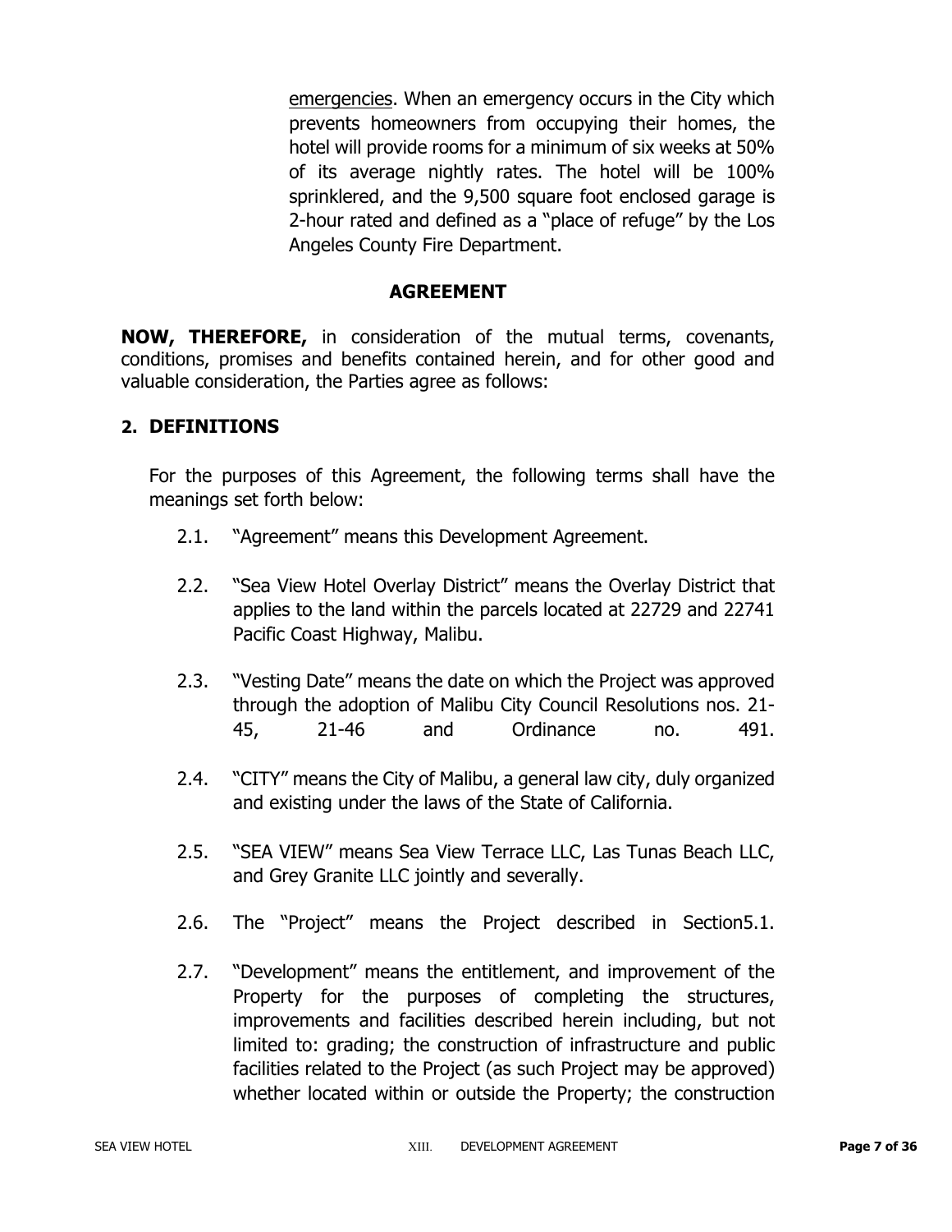emergencies. When an emergency occurs in the City which prevents homeowners from occupying their homes, the hotel will provide rooms for a minimum of six weeks at 50% of its average nightly rates. The hotel will be 100% sprinklered, and the 9,500 square foot enclosed garage is 2-hour rated and defined as a "place of refuge" by the Los Angeles County Fire Department.

## AGREEMENT

**NOW, THEREFORE,** in consideration of the mutual terms, covenants, conditions, promises and benefits contained herein, and for other good and valuable consideration, the Parties agree as follows:

## 2. DEFINITIONS

For the purposes of this Agreement, the following terms shall have the meanings set forth below:

2.1. "Agreement" means this Development Agreement.

2.2. "Sea View Hotel Overlay District" means the Overlay District that applies to the land within the parcels located at 22729 and 22741 Pacific Coast Highway, Malibu.

2.3. "Vesting Date" means the date on which the Project was approved through the adoption of Malibu City Council Resolutions nos. 21-45, 21-46 and Ordinance no. 491.

2.4. "CITY" means the City of Malibu, a general law city, duly organized and existing under the laws of the State of California.

2.5. "SEA VIEW" means Sea View Terrace LLC, Las Tunas Beach LLC, and Grey Granite LLC jointly and severally.

2.6. The "Project" means the Project described in Section5.1.

2.7. "Development" means the entitlement, and improvement of the Property for the purposes of completing the structures, improvements and facilities described herein including, but not limited to: grading; the construction of infrastructure and public facilities related to the Project (as such Project may be approved) whether located within or outside the Property; the construction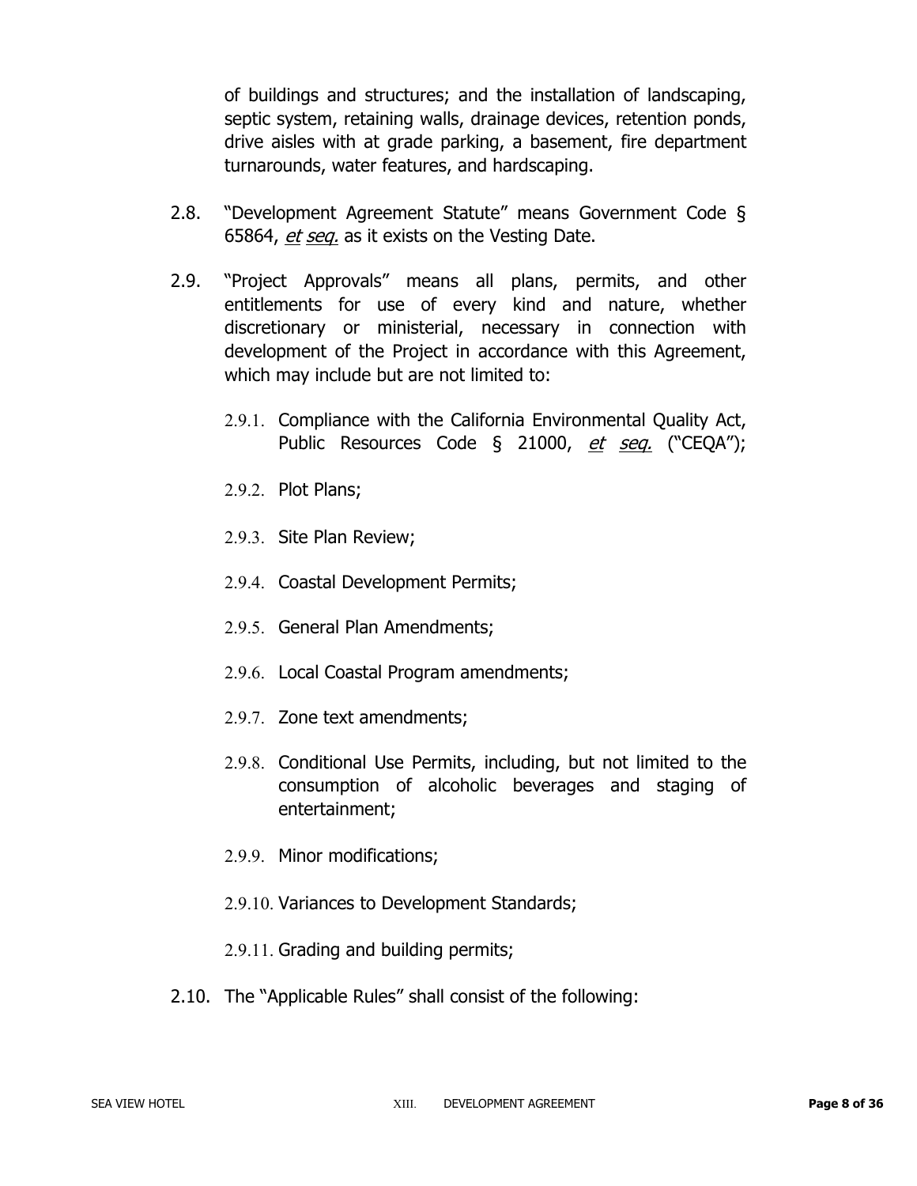of buildings and structures; and the installation of landscaping, septic system, retaining walls, drainage devices, retention ponds, drive aisles with at grade parking, a basement, fire department turnarounds, water features, and hardscaping.

2.8. "Development Agreement Statute" means Government Code § 65864, *et seq.* as it exists on the Vesting Date.

2.9. "Project Approvals" means all plans, permits, and other entitlements for use of every kind and nature, whether discretionary or ministerial, necessary in connection with development of the Project in accordance with this Agreement, which may include but are not limited to:

- 2.9.1. Compliance with the California Environmental Quality Act, Public Resources Code § 21000, *et seq.* ("CEQA");
- 2.9.2. Plot Plans;
- 2.9.3. Site Plan Review;
- 2.9.4. Coastal Development Permits;
- 2.9.5. General Plan Amendments;
- 2.9.6. Local Coastal Program amendments;
- 2.9.7. Zone text amendments;
- 2.9.8. Conditional Use Permits, including, but not limited to the consumption of alcoholic beverages and staging of entertainment;
- 2.9.9. Minor modifications;
- 2.9.10. Variances to Development Standards;
- 2.9.11. Grading and building permits;

2.10. The "Applicable Rules" shall consist of the following: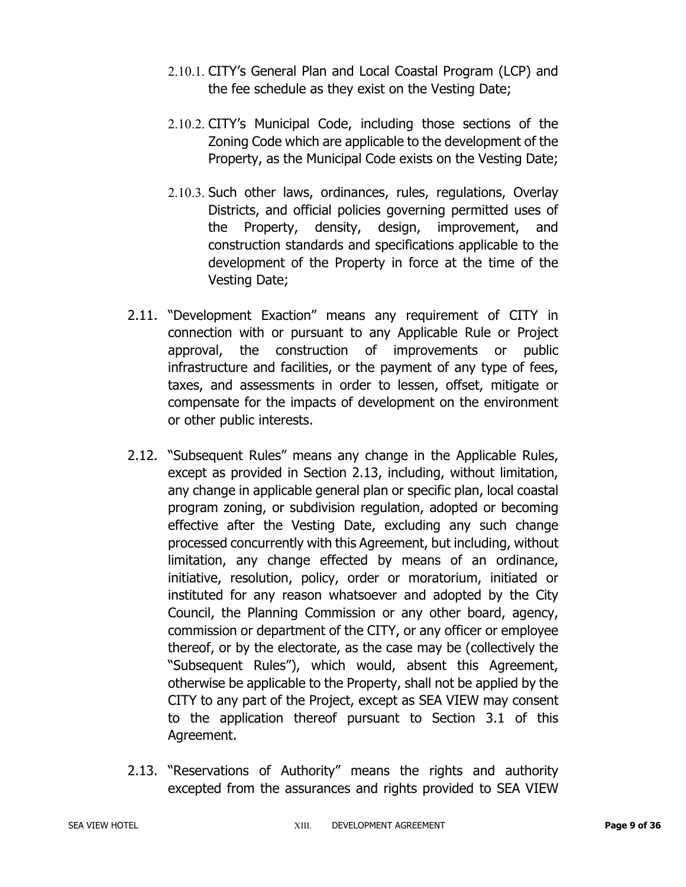2.10.1. CITY's General Plan and Local Coastal Program (LCP) and the fee schedule as they exist on the Vesting Date;

2.10.2. CITY's Municipal Code, including those sections of the Zoning Code which are applicable to the development of the Property, as the Municipal Code exists on the Vesting Date;

2.10.3. Such other laws, ordinances, rules, regulations, Overlay Districts, and official policies governing permitted uses of the Property, density, design, improvement, and construction standards and specifications applicable to the development of the Property in force at the time of the Vesting Date;

2.11. "Development Exaction" means any requirement of CITY in connection with or pursuant to any Applicable Rule or Project approval, the construction of improvements or public infrastructure and facilities, or the payment of any type of fees, taxes, and assessments in order to lessen, offset, mitigate or compensate for the impacts of development on the environment or other public interests.

2.12. "Subsequent Rules" means any change in the Applicable Rules, except as provided in Section 2.13, including, without limitation, any change in applicable general plan or specific plan, local coastal program zoning, or subdivision regulation, adopted or becoming effective after the Vesting Date, excluding any such change processed concurrently with this Agreement, but including, without limitation, any change effected by means of an ordinance, initiative, resolution, policy, order or moratorium, initiated or instituted for any reason whatsoever and adopted by the City Council, the Planning Commission or any other board, agency, commission or department of the CITY, or any officer or employee thereof, or by the electorate, as the case may be (collectively the "Subsequent Rules"), which would, absent this Agreement, otherwise be applicable to the Property, shall not be applied by the CITY to any part of the Project, except as SEA VIEW may consent to the application thereof pursuant to Section 3.1 of this Agreement.

2.13. "Reservations of Authority" means the rights and authority excepted from the assurances and rights provided to SEA VIEW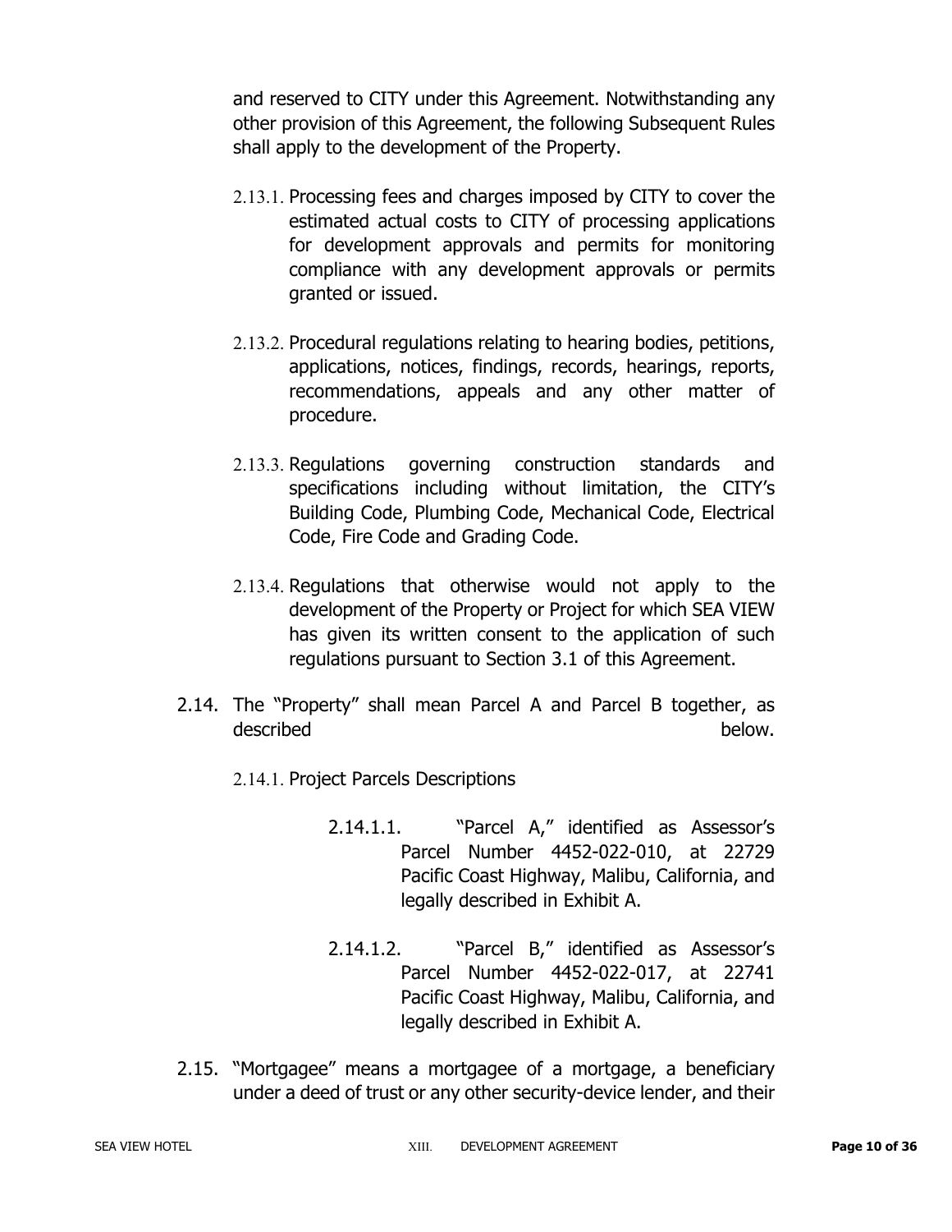and reserved to CITY under this Agreement. Notwithstanding any other provision of this Agreement, the following Subsequent Rules shall apply to the development of the Property.

2.13.1. Processing fees and charges imposed by CITY to cover the estimated actual costs to CITY of processing applications for development approvals and permits for monitoring compliance with any development approvals or permits granted or issued.

2.13.2. Procedural regulations relating to hearing bodies, petitions, applications, notices, findings, records, hearings, reports, recommendations, appeals and any other matter of procedure.

2.13.3. Regulations governing construction standards and specifications including without limitation, the CITY's Building Code, Plumbing Code, Mechanical Code, Electrical Code, Fire Code and Grading Code.

2.13.4. Regulations that otherwise would not apply to the development of the Property or Project for which SEA VIEW has given its written consent to the application of such regulations pursuant to Section 3.1 of this Agreement.

2.14. The "Property" shall mean Parcel A and Parcel B together, as described below.

2.14.1. Project Parcels Descriptions

2.14.1.1. "Parcel A," identified as Assessor's Parcel Number 4452-022-010, at 22729 Pacific Coast Highway, Malibu, California, and legally described in Exhibit A.

2.14.1.2. "Parcel B," identified as Assessor's Parcel Number 4452-022-017, at 22741 Pacific Coast Highway, Malibu, California, and legally described in Exhibit A.

2.15. "Mortgagee" means a mortgagee of a mortgage, a beneficiary under a deed of trust or any other security-device lender, and their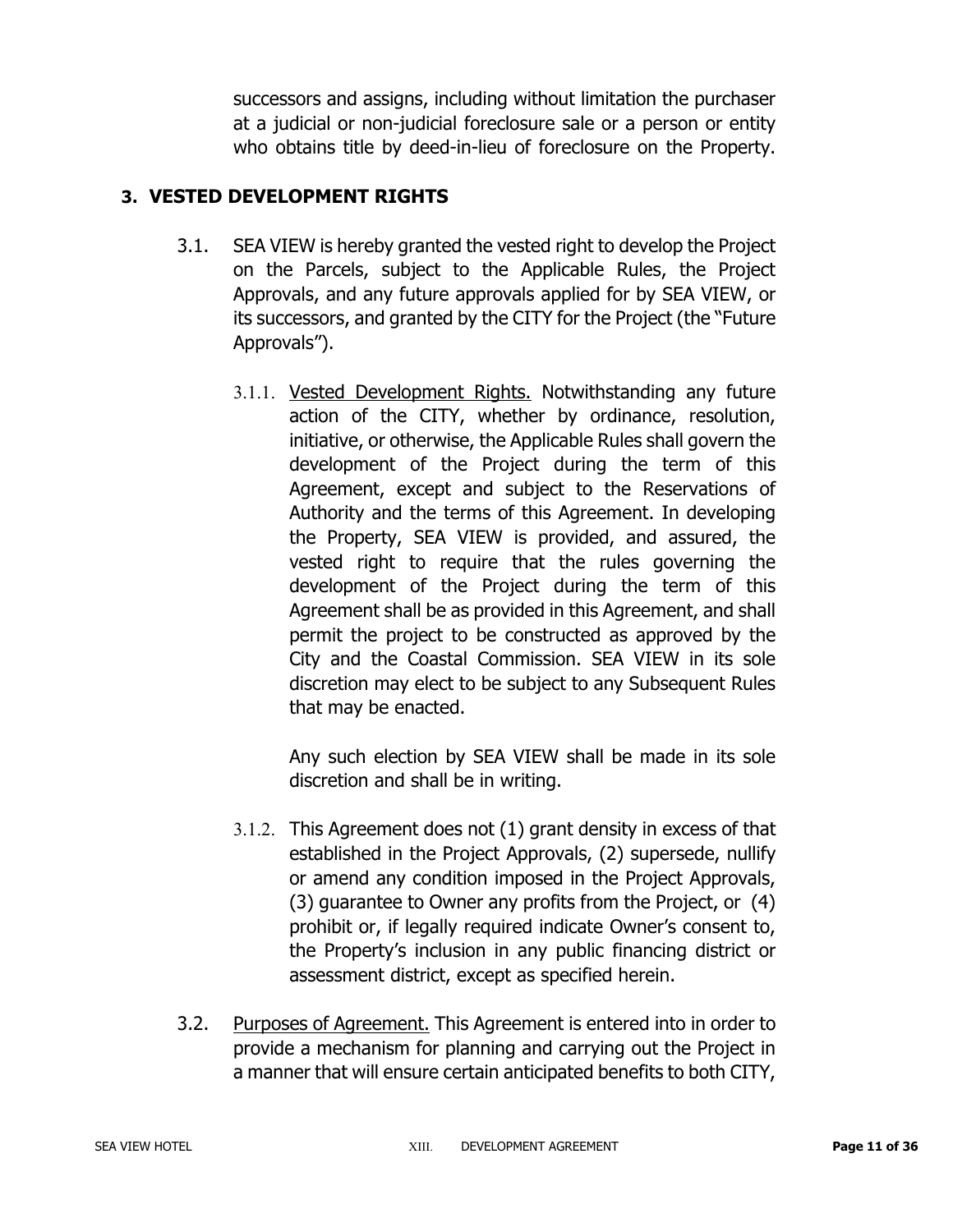successors and assigns, including without limitation the purchaser at a judicial or non-judicial foreclosure sale or a person or entity who obtains title by deed-in-lieu of foreclosure on the Property.

## 3. VESTED DEVELOPMENT RIGHTS

3.1. SEA VIEW is hereby granted the vested right to develop the Project on the Parcels, subject to the Applicable Rules, the Project Approvals, and any future approvals applied for by SEA VIEW, or its successors, and granted by the CITY for the Project (the "Future Approvals").

3.1.1. Vested Development Rights. Notwithstanding any future action of the CITY, whether by ordinance, resolution, initiative, or otherwise, the Applicable Rules shall govern the development of the Project during the term of this Agreement, except and subject to the Reservations of Authority and the terms of this Agreement. In developing the Property, SEA VIEW is provided, and assured, the vested right to require that the rules governing the development of the Project during the term of this Agreement shall be as provided in this Agreement, and shall permit the project to be constructed as approved by the City and the Coastal Commission. SEA VIEW in its sole discretion may elect to be subject to any Subsequent Rules that may be enacted.

Any such election by SEA VIEW shall be made in its sole discretion and shall be in writing.

3.1.2. This Agreement does not (1) grant density in excess of that established in the Project Approvals, (2) supersede, nullify or amend any condition imposed in the Project Approvals, (3) guarantee to Owner any profits from the Project, or (4) prohibit or, if legally required indicate Owner's consent to, the Property's inclusion in any public financing district or assessment district, except as specified herein.

3.2. Purposes of Agreement. This Agreement is entered into in order to provide a mechanism for planning and carrying out the Project in a manner that will ensure certain anticipated benefits to both CITY,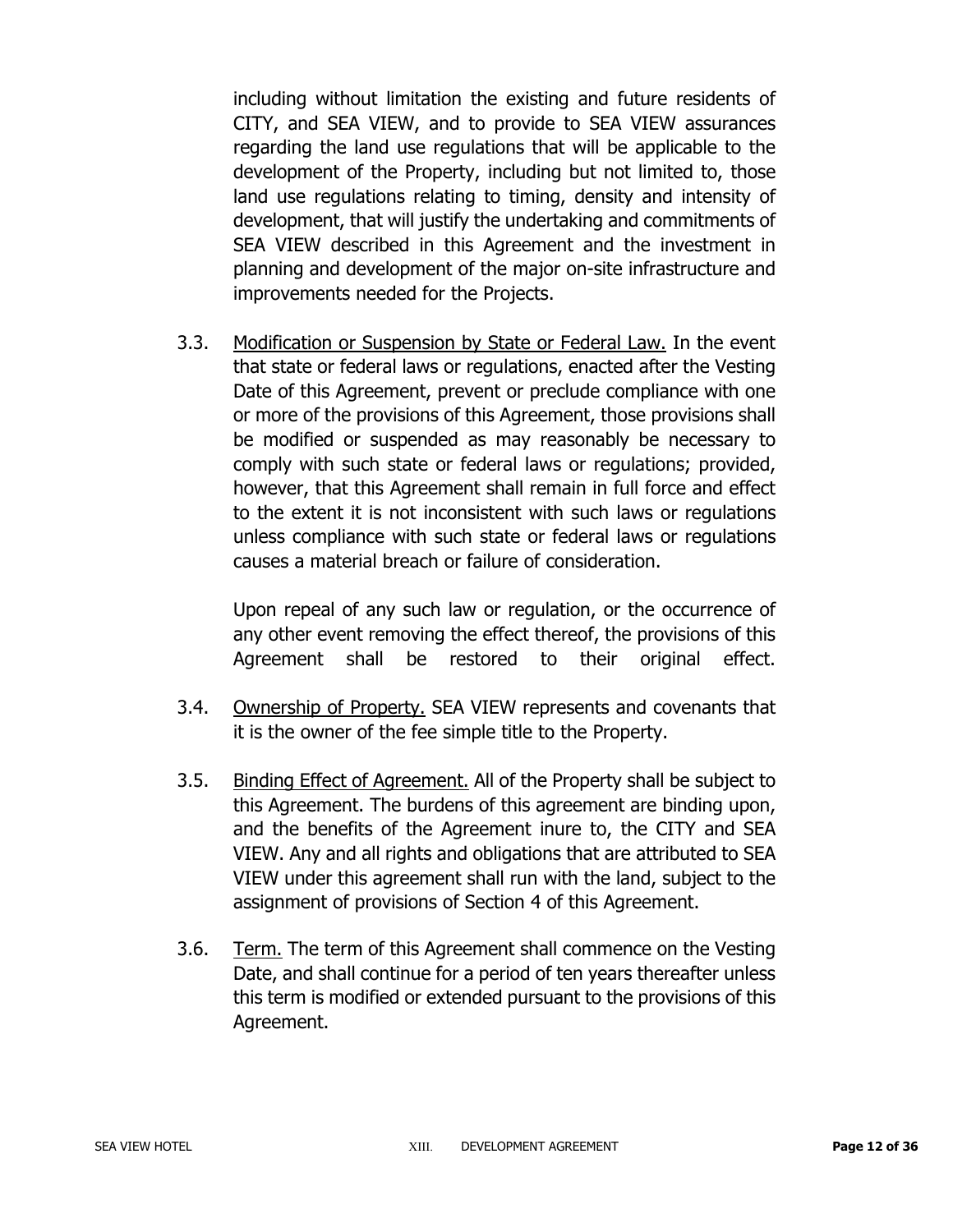including without limitation the existing and future residents of CITY, and SEA VIEW, and to provide to SEA VIEW assurances regarding the land use regulations that will be applicable to the development of the Property, including but not limited to, those land use regulations relating to timing, density and intensity of development, that will justify the undertaking and commitments of SEA VIEW described in this Agreement and the investment in planning and development of the major on-site infrastructure and improvements needed for the Projects.

3.3. <u>Modification or Suspension by State or Federal Law.</u> In the event that state or federal laws or regulations, enacted after the Vesting Date of this Agreement, prevent or preclude compliance with one or more of the provisions of this Agreement, those provisions shall be modified or suspended as may reasonably be necessary to comply with such state or federal laws or regulations; provided, however, that this Agreement shall remain in full force and effect to the extent it is not inconsistent with such laws or regulations unless compliance with such state or federal laws or regulations causes a material breach or failure of consideration.

Upon repeal of any such law or regulation, or the occurrence of any other event removing the effect thereof, the provisions of this Agreement shall be restored to their original effect.

3.4. <u>Ownership of Property.</u> SEA VIEW represents and covenants that it is the owner of the fee simple title to the Property.

3.5. <u>Binding Effect of Agreement.</u> All of the Property shall be subject to this Agreement. The burdens of this agreement are binding upon, and the benefits of the Agreement inure to, the CITY and SEA VIEW. Any and all rights and obligations that are attributed to SEA VIEW under this agreement shall run with the land, subject to the assignment of provisions of Section 4 of this Agreement.

3.6. <u>Term.</u> The term of this Agreement shall commence on the Vesting Date, and shall continue for a period of ten years thereafter unless this term is modified or extended pursuant to the provisions of this Agreement.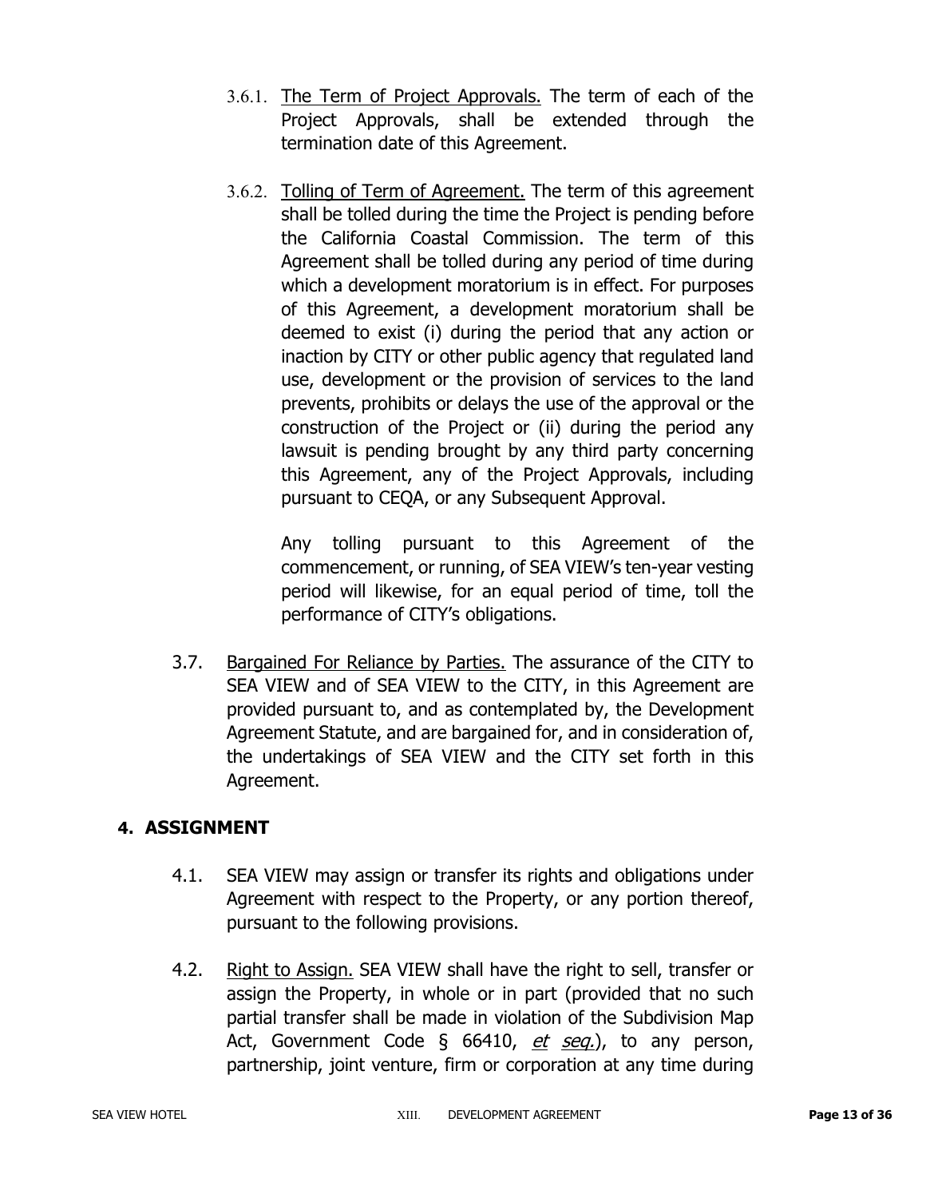3.6.1. The Term of Project Approvals. The term of each of the Project Approvals, shall be extended through the termination date of this Agreement.

3.6.2. Tolling of Term of Agreement. The term of this agreement shall be tolled during the time the Project is pending before the California Coastal Commission. The term of this Agreement shall be tolled during any period of time during which a development moratorium is in effect. For purposes of this Agreement, a development moratorium shall be deemed to exist (i) during the period that any action or inaction by CITY or other public agency that regulated land use, development or the provision of services to the land prevents, prohibits or delays the use of the approval or the construction of the Project or (ii) during the period any lawsuit is pending brought by any third party concerning this Agreement, any of the Project Approvals, including pursuant to CEQA, or any Subsequent Approval.

Any tolling pursuant to this Agreement of the commencement, or running, of SEA VIEW's ten-year vesting period will likewise, for an equal period of time, toll the performance of CITY's obligations.

3.7. Bargained For Reliance by Parties. The assurance of the CITY to SEA VIEW and of SEA VIEW to the CITY, in this Agreement are provided pursuant to, and as contemplated by, the Development Agreement Statute, and are bargained for, and in consideration of, the undertakings of SEA VIEW and the CITY set forth in this Agreement.

## 4. ASSIGNMENT

4.1. SEA VIEW may assign or transfer its rights and obligations under Agreement with respect to the Property, or any portion thereof, pursuant to the following provisions.

4.2. Right to Assign. SEA VIEW shall have the right to sell, transfer or assign the Property, in whole or in part (provided that no such partial transfer shall be made in violation of the Subdivision Map Act, Government Code § 66410, *et seq.*), to any person, partnership, joint venture, firm or corporation at any time during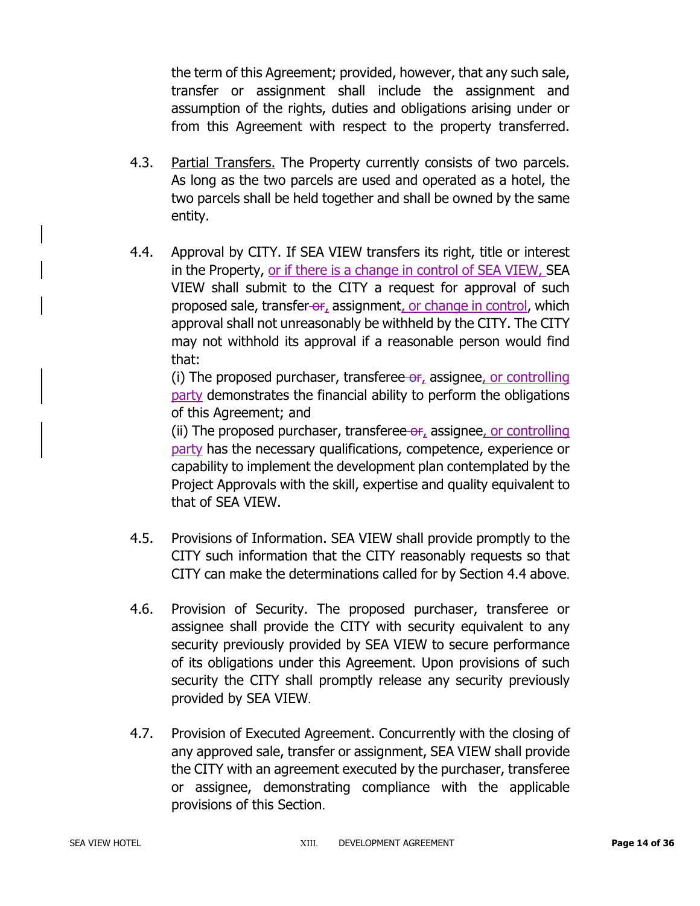the term of this Agreement; provided, however, that any such sale, transfer or assignment shall include the assignment and assumption of the rights, duties and obligations arising under or from this Agreement with respect to the property transferred.

4.3. Partial Transfers. The Property currently consists of two parcels. As long as the two parcels are used and operated as a hotel, the two parcels shall be held together and shall be owned by the same entity.

4.4. Approval by CITY. If SEA VIEW transfers its right, title or interest in the Property, or if there is a change in control of SEA VIEW, SEA VIEW shall submit to the CITY a request for approval of such proposed sale, transfer ~~or~~, assignment, or change in control, which approval shall not unreasonably be withheld by the CITY. The CITY may not withhold its approval if a reasonable person would find that:

(i) The proposed purchaser, transferee ~~or~~, assignee, or controlling party demonstrates the financial ability to perform the obligations of this Agreement; and

(ii) The proposed purchaser, transferee ~~or~~, assignee, or controlling party has the necessary qualifications, competence, experience or capability to implement the development plan contemplated by the Project Approvals with the skill, expertise and quality equivalent to that of SEA VIEW.

4.5. Provisions of Information. SEA VIEW shall provide promptly to the CITY such information that the CITY reasonably requests so that CITY can make the determinations called for by Section 4.4 above.

4.6. Provision of Security. The proposed purchaser, transferee or assignee shall provide the CITY with security equivalent to any security previously provided by SEA VIEW to secure performance of its obligations under this Agreement. Upon provisions of such security the CITY shall promptly release any security previously provided by SEA VIEW.

4.7. Provision of Executed Agreement. Concurrently with the closing of any approved sale, transfer or assignment, SEA VIEW shall provide the CITY with an agreement executed by the purchaser, transferee or assignee, demonstrating compliance with the applicable provisions of this Section.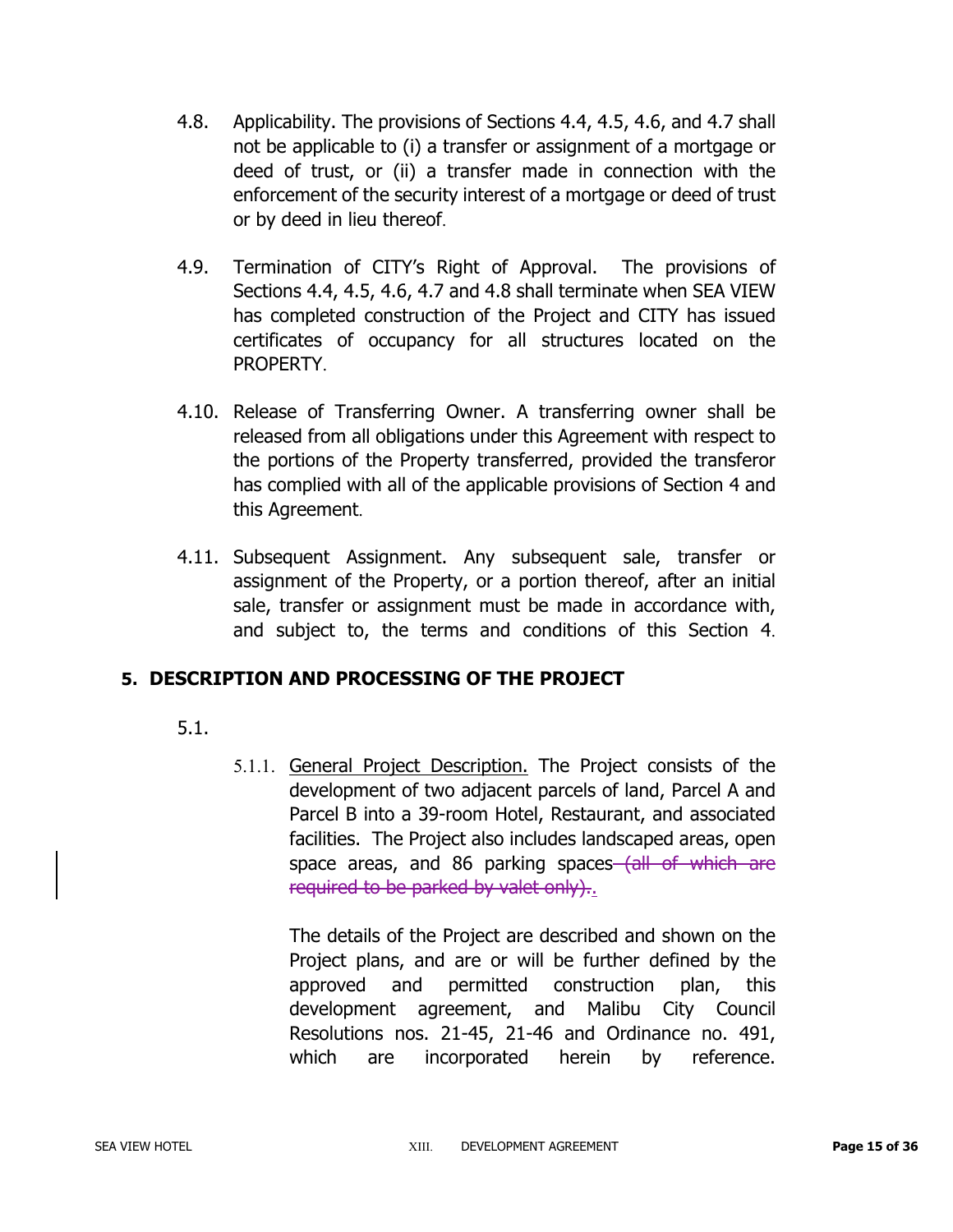4.8. Applicability. The provisions of Sections 4.4, 4.5, 4.6, and 4.7 shall not be applicable to (i) a transfer or assignment of a mortgage or deed of trust, or (ii) a transfer made in connection with the enforcement of the security interest of a mortgage or deed of trust or by deed in lieu thereof.

4.9. Termination of CITY's Right of Approval. The provisions of Sections 4.4, 4.5, 4.6, 4.7 and 4.8 shall terminate when SEA VIEW has completed construction of the Project and CITY has issued certificates of occupancy for all structures located on the PROPERTY.

4.10. Release of Transferring Owner. A transferring owner shall be released from all obligations under this Agreement with respect to the portions of the Property transferred, provided the transferor has complied with all of the applicable provisions of Section 4 and this Agreement.

4.11. Subsequent Assignment. Any subsequent sale, transfer or assignment of the Property, or a portion thereof, after an initial sale, transfer or assignment must be made in accordance with, and subject to, the terms and conditions of this Section 4.

## 5. DESCRIPTION AND PROCESSING OF THE PROJECT

5.1.

5.1.1. General Project Description. The Project consists of the development of two adjacent parcels of land, Parcel A and Parcel B into a 39-room Hotel, Restaurant, and associated facilities. The Project also includes landscaped areas, open space areas, and 86 parking spaces ~~(all of which are required to be parked by valet only).~~.

The details of the Project are described and shown on the Project plans, and are or will be further defined by the approved and permitted construction plan, this development agreement, and Malibu City Council Resolutions nos. 21-45, 21-46 and Ordinance no. 491, which are incorporated herein by reference.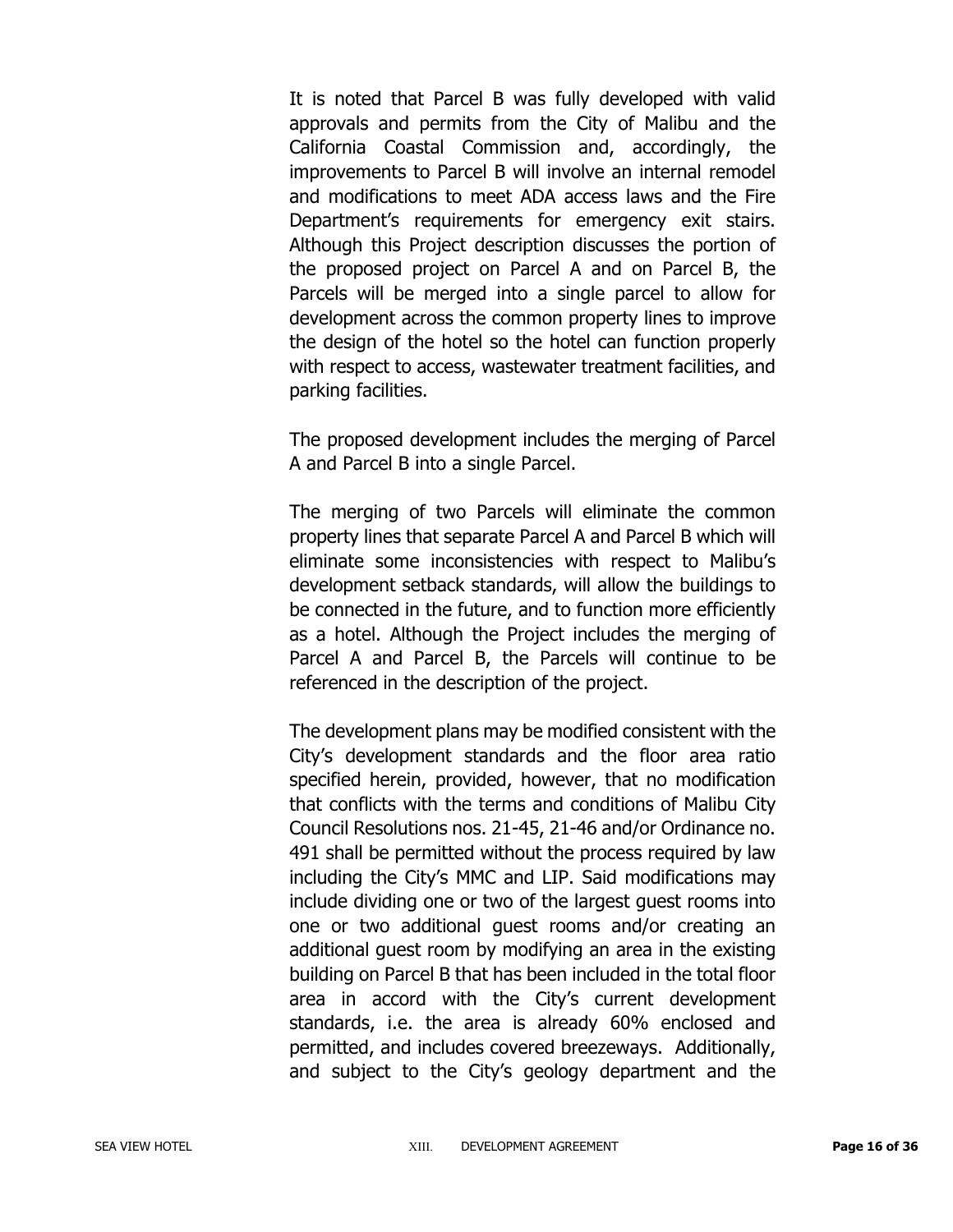It is noted that Parcel B was fully developed with valid approvals and permits from the City of Malibu and the California Coastal Commission and, accordingly, the improvements to Parcel B will involve an internal remodel and modifications to meet ADA access laws and the Fire Department's requirements for emergency exit stairs. Although this Project description discusses the portion of the proposed project on Parcel A and on Parcel B, the Parcels will be merged into a single parcel to allow for development across the common property lines to improve the design of the hotel so the hotel can function properly with respect to access, wastewater treatment facilities, and parking facilities.

The proposed development includes the merging of Parcel A and Parcel B into a single Parcel.

The merging of two Parcels will eliminate the common property lines that separate Parcel A and Parcel B which will eliminate some inconsistencies with respect to Malibu's development setback standards, will allow the buildings to be connected in the future, and to function more efficiently as a hotel. Although the Project includes the merging of Parcel A and Parcel B, the Parcels will continue to be referenced in the description of the project.

The development plans may be modified consistent with the City's development standards and the floor area ratio specified herein, provided, however, that no modification that conflicts with the terms and conditions of Malibu City Council Resolutions nos. 21-45, 21-46 and/or Ordinance no. 491 shall be permitted without the process required by law including the City's MMC and LIP. Said modifications may include dividing one or two of the largest guest rooms into one or two additional guest rooms and/or creating an additional guest room by modifying an area in the existing building on Parcel B that has been included in the total floor area in accord with the City's current development standards, i.e. the area is already 60% enclosed and permitted, and includes covered breezeways. Additionally, and subject to the City's geology department and the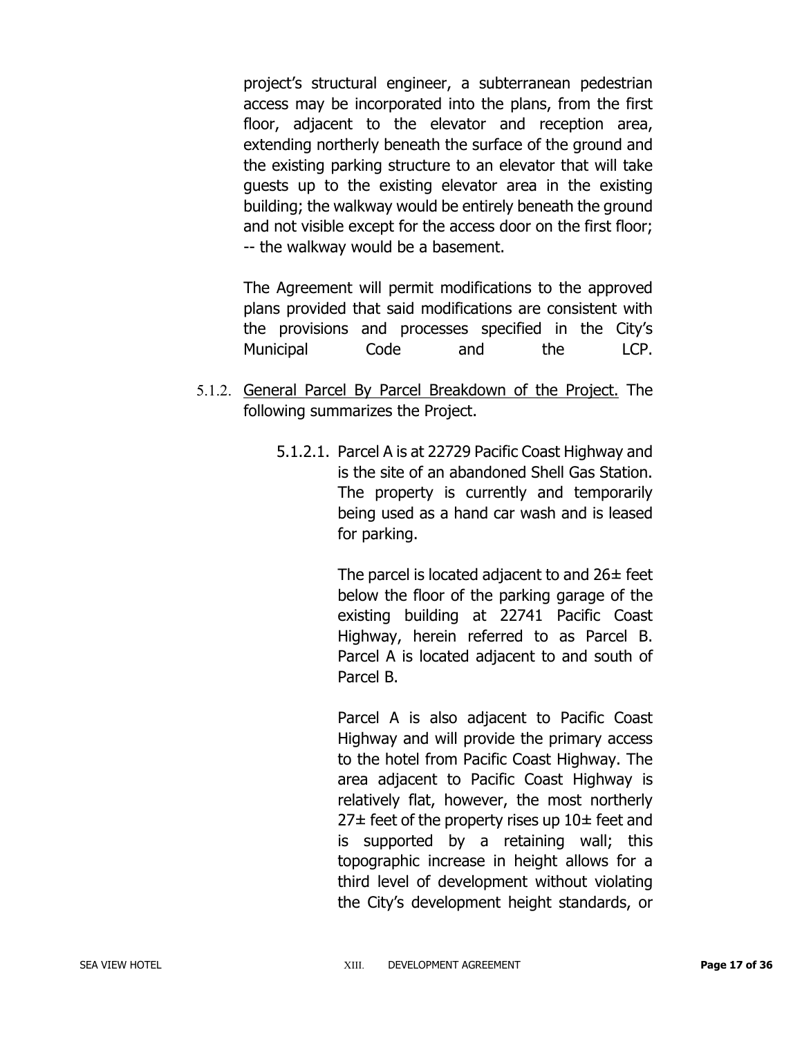project's structural engineer, a subterranean pedestrian access may be incorporated into the plans, from the first floor, adjacent to the elevator and reception area, extending northerly beneath the surface of the ground and the existing parking structure to an elevator that will take guests up to the existing elevator area in the existing building; the walkway would be entirely beneath the ground and not visible except for the access door on the first floor; -- the walkway would be a basement.

The Agreement will permit modifications to the approved plans provided that said modifications are consistent with the provisions and processes specified in the City's Municipal Code and the LCP.

5.1.2. <u>General Parcel By Parcel Breakdown of the Project.</u> The following summarizes the Project.

5.1.2.1. Parcel A is at 22729 Pacific Coast Highway and is the site of an abandoned Shell Gas Station. The property is currently and temporarily being used as a hand car wash and is leased for parking.

The parcel is located adjacent to and 26± feet below the floor of the parking garage of the existing building at 22741 Pacific Coast Highway, herein referred to as Parcel B. Parcel A is located adjacent to and south of Parcel B.

Parcel A is also adjacent to Pacific Coast Highway and will provide the primary access to the hotel from Pacific Coast Highway. The area adjacent to Pacific Coast Highway is relatively flat, however, the most northerly 27± feet of the property rises up 10± feet and is supported by a retaining wall; this topographic increase in height allows for a third level of development without violating the City's development height standards, or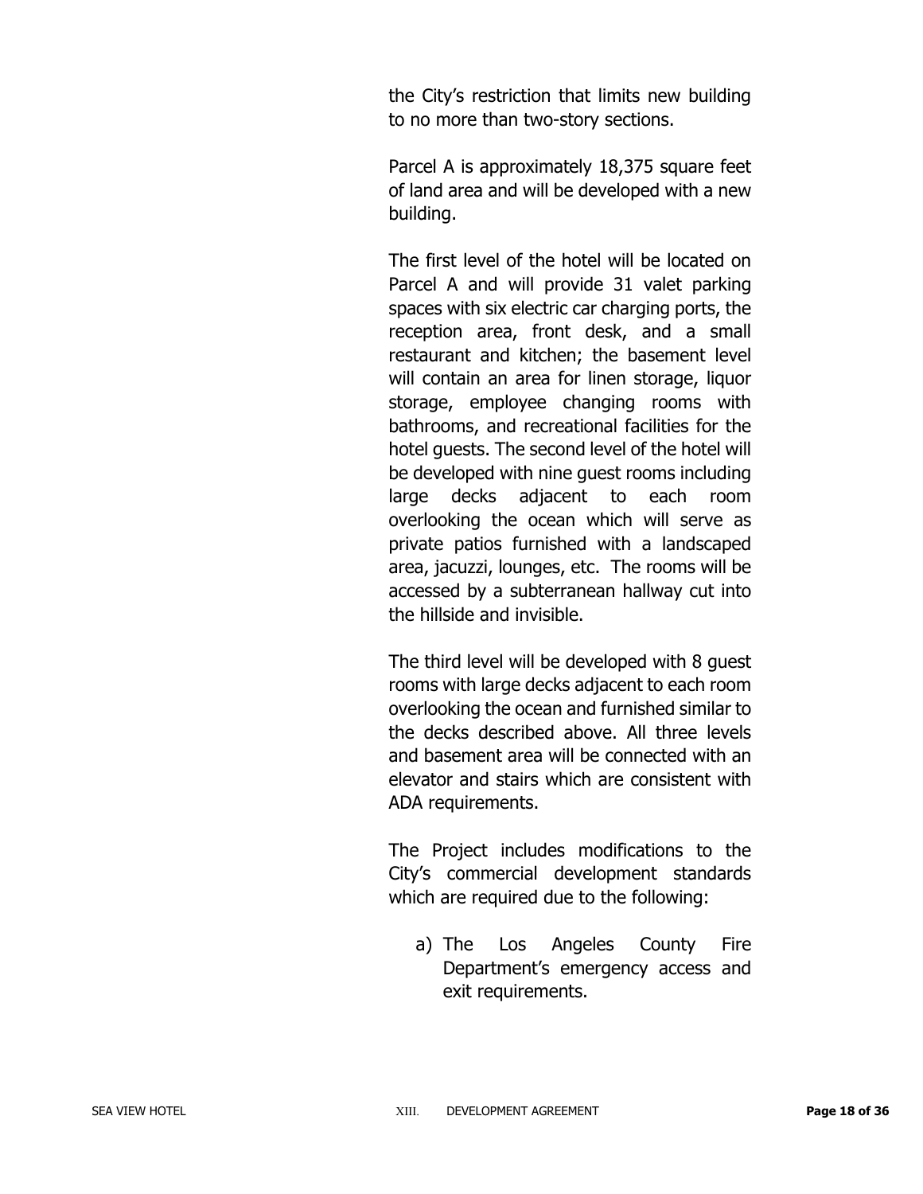the City's restriction that limits new building to no more than two-story sections.

Parcel A is approximately 18,375 square feet of land area and will be developed with a new building.

The first level of the hotel will be located on Parcel A and will provide 31 valet parking spaces with six electric car charging ports, the reception area, front desk, and a small restaurant and kitchen; the basement level will contain an area for linen storage, liquor storage, employee changing rooms with bathrooms, and recreational facilities for the hotel guests. The second level of the hotel will be developed with nine guest rooms including large decks adjacent to each room overlooking the ocean which will serve as private patios furnished with a landscaped area, jacuzzi, lounges, etc. The rooms will be accessed by a subterranean hallway cut into the hillside and invisible.

The third level will be developed with 8 guest rooms with large decks adjacent to each room overlooking the ocean and furnished similar to the decks described above. All three levels and basement area will be connected with an elevator and stairs which are consistent with ADA requirements.

The Project includes modifications to the City's commercial development standards which are required due to the following:

a) The Los Angeles County Fire Department's emergency access and exit requirements.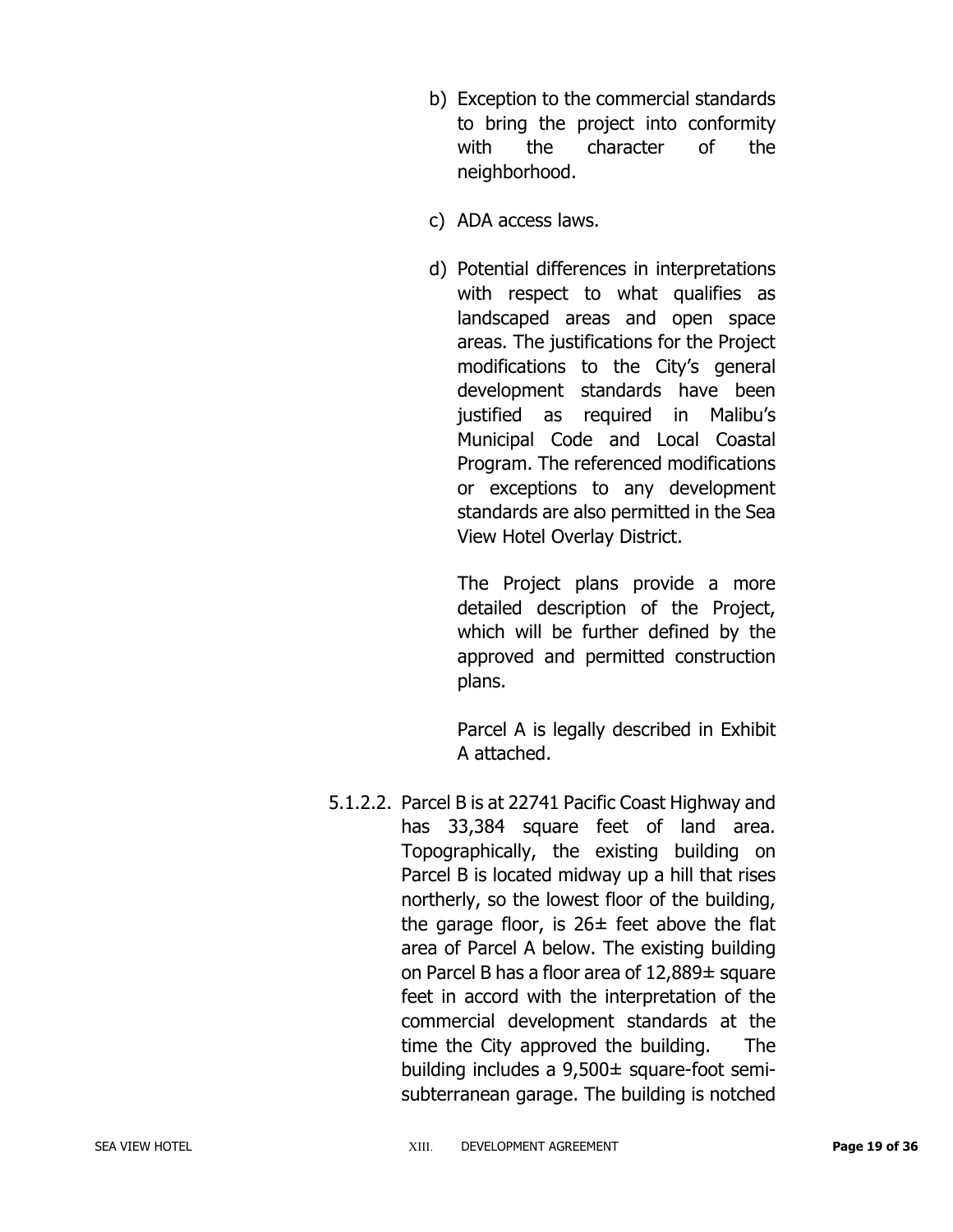b) Exception to the commercial standards to bring the project into conformity with the character of the neighborhood.

c) ADA access laws.

d) Potential differences in interpretations with respect to what qualifies as landscaped areas and open space areas. The justifications for the Project modifications to the City's general development standards have been justified as required in Malibu's Municipal Code and Local Coastal Program. The referenced modifications or exceptions to any development standards are also permitted in the Sea View Hotel Overlay District.

The Project plans provide a more detailed description of the Project, which will be further defined by the approved and permitted construction plans.

Parcel A is legally described in Exhibit A attached.

5.1.2.2. Parcel B is at 22741 Pacific Coast Highway and has 33,384 square feet of land area. Topographically, the existing building on Parcel B is located midway up a hill that rises northerly, so the lowest floor of the building, the garage floor, is 26± feet above the flat area of Parcel A below. The existing building on Parcel B has a floor area of 12,889± square feet in accord with the interpretation of the commercial development standards at the time the City approved the building. The building includes a 9,500± square-foot semi-subterranean garage. The building is notched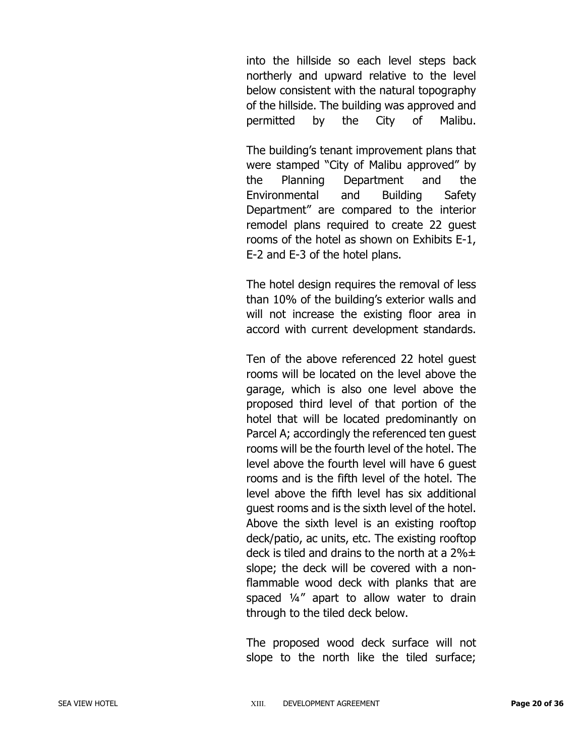into the hillside so each level steps back northerly and upward relative to the level below consistent with the natural topography of the hillside. The building was approved and permitted by the City of Malibu.

The building's tenant improvement plans that were stamped "City of Malibu approved" by the Planning Department and the Environmental and Building Safety Department" are compared to the interior remodel plans required to create 22 guest rooms of the hotel as shown on Exhibits E-1, E-2 and E-3 of the hotel plans.

The hotel design requires the removal of less than 10% of the building's exterior walls and will not increase the existing floor area in accord with current development standards.

Ten of the above referenced 22 hotel guest rooms will be located on the level above the garage, which is also one level above the proposed third level of that portion of the hotel that will be located predominantly on Parcel A; accordingly the referenced ten guest rooms will be the fourth level of the hotel. The level above the fourth level will have 6 guest rooms and is the fifth level of the hotel. The level above the fifth level has six additional guest rooms and is the sixth level of the hotel. Above the sixth level is an existing rooftop deck/patio, ac units, etc. The existing rooftop deck is tiled and drains to the north at a 2%± slope; the deck will be covered with a non-flammable wood deck with planks that are spaced ¼" apart to allow water to drain through to the tiled deck below.

The proposed wood deck surface will not slope to the north like the tiled surface;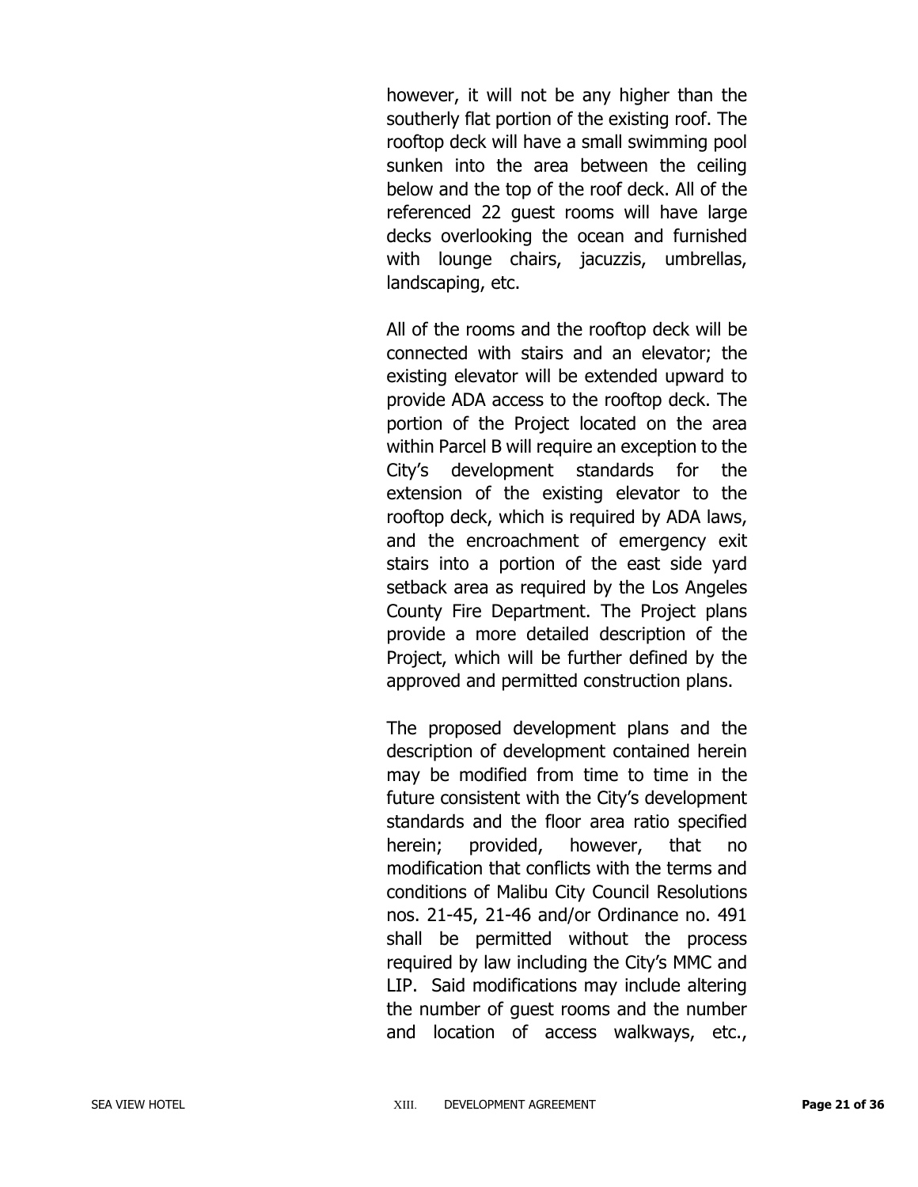however, it will not be any higher than the southerly flat portion of the existing roof. The rooftop deck will have a small swimming pool sunken into the area between the ceiling below and the top of the roof deck. All of the referenced 22 guest rooms will have large decks overlooking the ocean and furnished with lounge chairs, jacuzzis, umbrellas, landscaping, etc.

All of the rooms and the rooftop deck will be connected with stairs and an elevator; the existing elevator will be extended upward to provide ADA access to the rooftop deck. The portion of the Project located on the area within Parcel B will require an exception to the City's development standards for the extension of the existing elevator to the rooftop deck, which is required by ADA laws, and the encroachment of emergency exit stairs into a portion of the east side yard setback area as required by the Los Angeles County Fire Department. The Project plans provide a more detailed description of the Project, which will be further defined by the approved and permitted construction plans.

The proposed development plans and the description of development contained herein may be modified from time to time in the future consistent with the City's development standards and the floor area ratio specified herein; provided, however, that no modification that conflicts with the terms and conditions of Malibu City Council Resolutions nos. 21-45, 21-46 and/or Ordinance no. 491 shall be permitted without the process required by law including the City's MMC and LIP. Said modifications may include altering the number of guest rooms and the number and location of access walkways, etc.,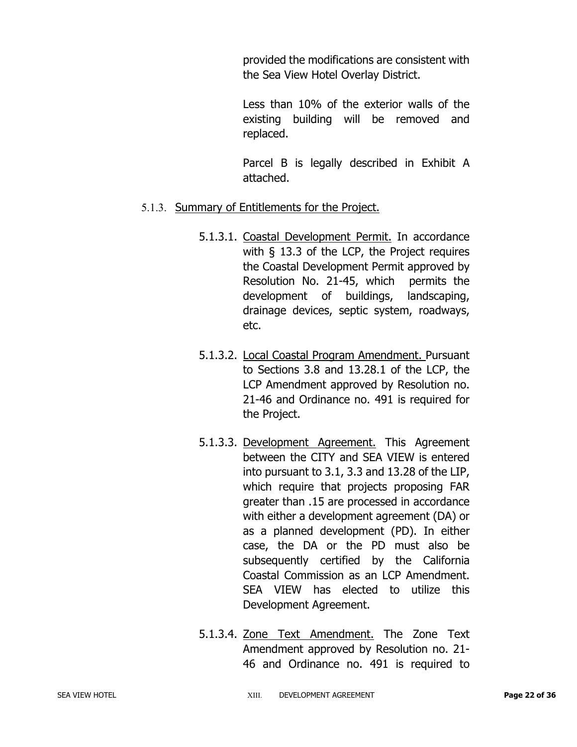provided the modifications are consistent with the Sea View Hotel Overlay District.

Less than 10% of the exterior walls of the existing building will be removed and replaced.

Parcel B is legally described in Exhibit A attached.

5.1.3. Summary of Entitlements for the Project.

5.1.3.1. Coastal Development Permit. In accordance with § 13.3 of the LCP, the Project requires the Coastal Development Permit approved by Resolution No. 21-45, which permits the development of buildings, landscaping, drainage devices, septic system, roadways, etc.

5.1.3.2. Local Coastal Program Amendment. Pursuant to Sections 3.8 and 13.28.1 of the LCP, the LCP Amendment approved by Resolution no. 21-46 and Ordinance no. 491 is required for the Project.

5.1.3.3. Development Agreement. This Agreement between the CITY and SEA VIEW is entered into pursuant to 3.1, 3.3 and 13.28 of the LIP, which require that projects proposing FAR greater than .15 are processed in accordance with either a development agreement (DA) or as a planned development (PD). In either case, the DA or the PD must also be subsequently certified by the California Coastal Commission as an LCP Amendment. SEA VIEW has elected to utilize this Development Agreement.

5.1.3.4. Zone Text Amendment. The Zone Text Amendment approved by Resolution no. 21-46 and Ordinance no. 491 is required to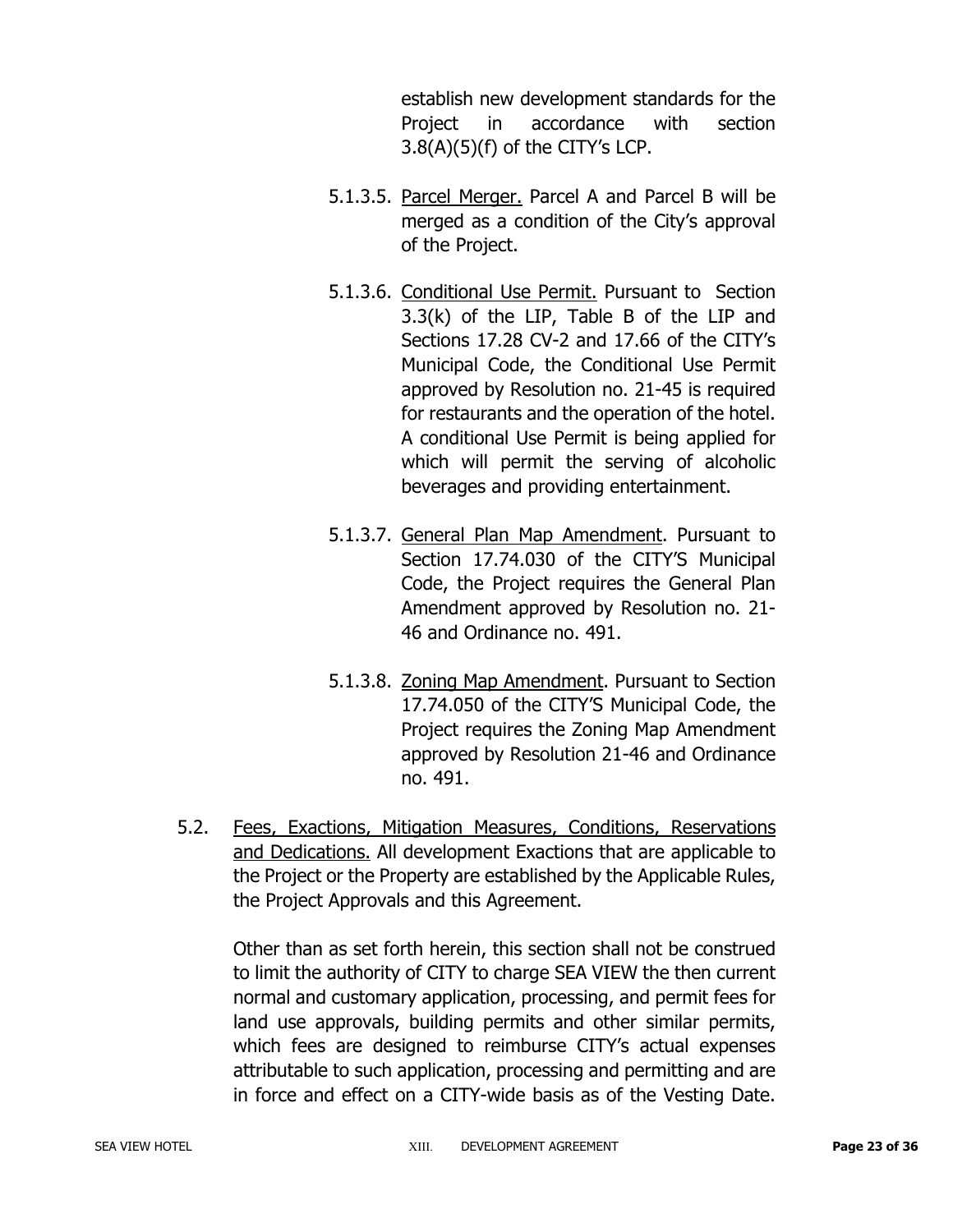establish new development standards for the Project in accordance with section 3.8(A)(5)(f) of the CITY's LCP.

5.1.3.5. Parcel Merger. Parcel A and Parcel B will be merged as a condition of the City's approval of the Project.

5.1.3.6. Conditional Use Permit. Pursuant to Section 3.3(k) of the LIP, Table B of the LIP and Sections 17.28 CV-2 and 17.66 of the CITY's Municipal Code, the Conditional Use Permit approved by Resolution no. 21-45 is required for restaurants and the operation of the hotel. A conditional Use Permit is being applied for which will permit the serving of alcoholic beverages and providing entertainment.

5.1.3.7. General Plan Map Amendment. Pursuant to Section 17.74.030 of the CITY'S Municipal Code, the Project requires the General Plan Amendment approved by Resolution no. 21-46 and Ordinance no. 491.

5.1.3.8. Zoning Map Amendment. Pursuant to Section 17.74.050 of the CITY'S Municipal Code, the Project requires the Zoning Map Amendment approved by Resolution 21-46 and Ordinance no. 491.

5.2. Fees, Exactions, Mitigation Measures, Conditions, Reservations and Dedications. All development Exactions that are applicable to the Project or the Property are established by the Applicable Rules, the Project Approvals and this Agreement.

Other than as set forth herein, this section shall not be construed to limit the authority of CITY to charge SEA VIEW the then current normal and customary application, processing, and permit fees for land use approvals, building permits and other similar permits, which fees are designed to reimburse CITY's actual expenses attributable to such application, processing and permitting and are in force and effect on a CITY-wide basis as of the Vesting Date.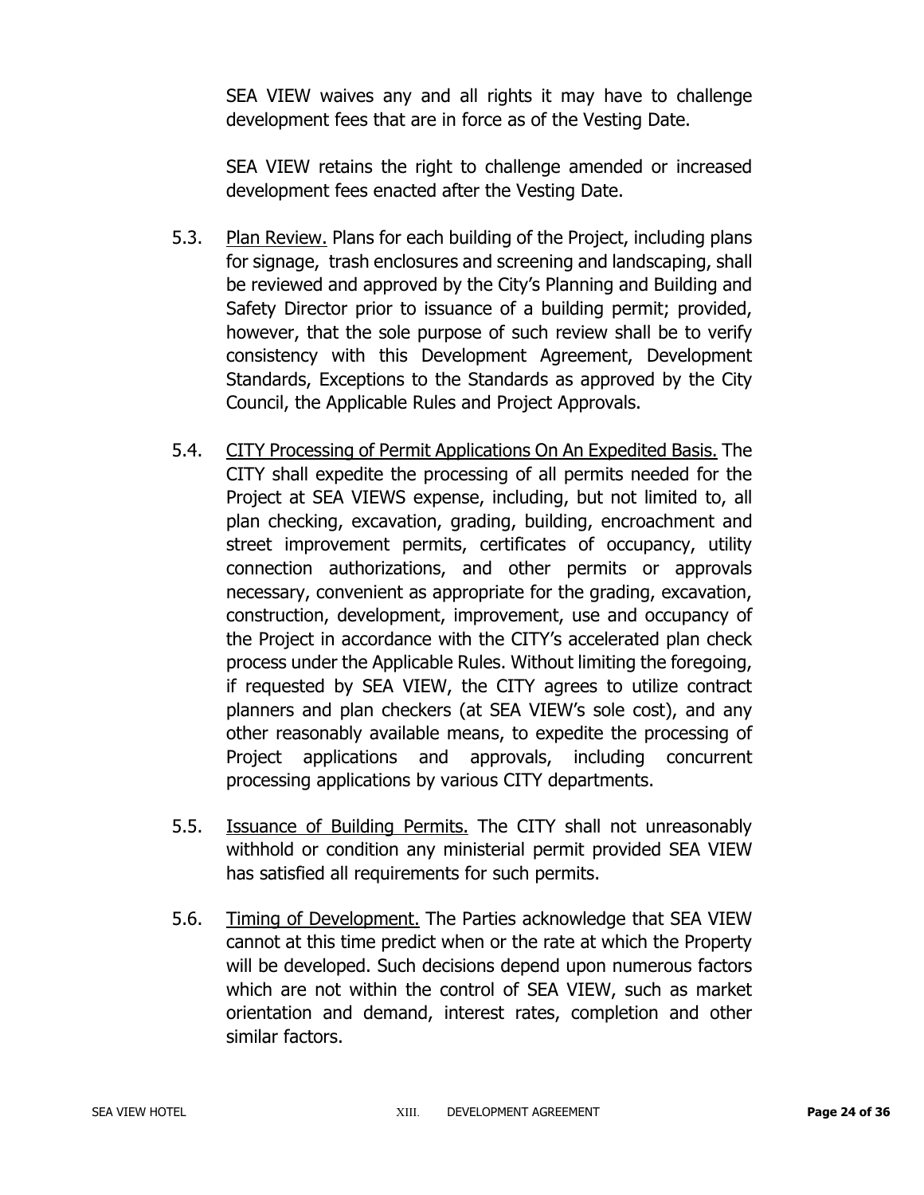SEA VIEW waives any and all rights it may have to challenge development fees that are in force as of the Vesting Date.

SEA VIEW retains the right to challenge amended or increased development fees enacted after the Vesting Date.

5.3. Plan Review. Plans for each building of the Project, including plans for signage, trash enclosures and screening and landscaping, shall be reviewed and approved by the City's Planning and Building and Safety Director prior to issuance of a building permit; provided, however, that the sole purpose of such review shall be to verify consistency with this Development Agreement, Development Standards, Exceptions to the Standards as approved by the City Council, the Applicable Rules and Project Approvals.

5.4. CITY Processing of Permit Applications On An Expedited Basis. The CITY shall expedite the processing of all permits needed for the Project at SEA VIEWS expense, including, but not limited to, all plan checking, excavation, grading, building, encroachment and street improvement permits, certificates of occupancy, utility connection authorizations, and other permits or approvals necessary, convenient as appropriate for the grading, excavation, construction, development, improvement, use and occupancy of the Project in accordance with the CITY's accelerated plan check process under the Applicable Rules. Without limiting the foregoing, if requested by SEA VIEW, the CITY agrees to utilize contract planners and plan checkers (at SEA VIEW's sole cost), and any other reasonably available means, to expedite the processing of Project applications and approvals, including concurrent processing applications by various CITY departments.

5.5. Issuance of Building Permits. The CITY shall not unreasonably withhold or condition any ministerial permit provided SEA VIEW has satisfied all requirements for such permits.

5.6. Timing of Development. The Parties acknowledge that SEA VIEW cannot at this time predict when or the rate at which the Property will be developed. Such decisions depend upon numerous factors which are not within the control of SEA VIEW, such as market orientation and demand, interest rates, completion and other similar factors.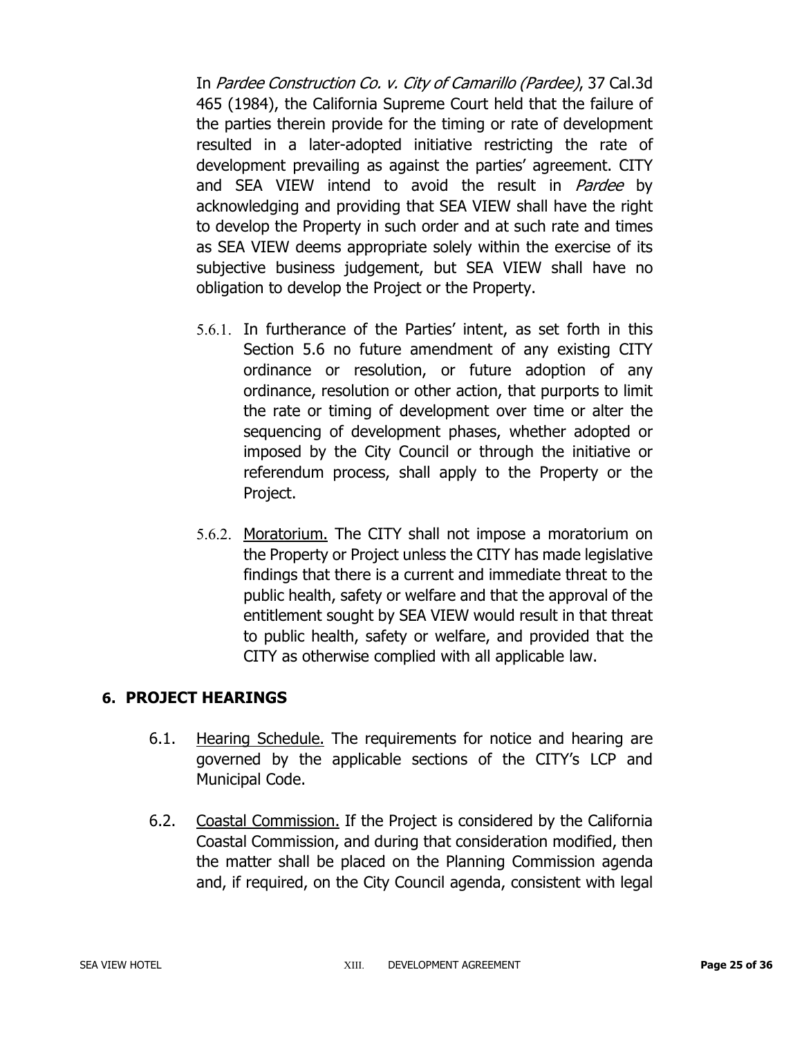In *Pardee Construction Co. v. City of Camarillo (Pardee)*, 37 Cal.3d 465 (1984), the California Supreme Court held that the failure of the parties therein provide for the timing or rate of development resulted in a later-adopted initiative restricting the rate of development prevailing as against the parties' agreement. CITY and SEA VIEW intend to avoid the result in *Pardee* by acknowledging and providing that SEA VIEW shall have the right to develop the Property in such order and at such rate and times as SEA VIEW deems appropriate solely within the exercise of its subjective business judgement, but SEA VIEW shall have no obligation to develop the Project or the Property.

5.6.1. In furtherance of the Parties' intent, as set forth in this Section 5.6 no future amendment of any existing CITY ordinance or resolution, or future adoption of any ordinance, resolution or other action, that purports to limit the rate or timing of development over time or alter the sequencing of development phases, whether adopted or imposed by the City Council or through the initiative or referendum process, shall apply to the Property or the Project.

5.6.2. Moratorium. The CITY shall not impose a moratorium on the Property or Project unless the CITY has made legislative findings that there is a current and immediate threat to the public health, safety or welfare and that the approval of the entitlement sought by SEA VIEW would result in that threat to public health, safety or welfare, and provided that the CITY as otherwise complied with all applicable law.

## 6. PROJECT HEARINGS

6.1. Hearing Schedule. The requirements for notice and hearing are governed by the applicable sections of the CITY's LCP and Municipal Code.

6.2. Coastal Commission. If the Project is considered by the California Coastal Commission, and during that consideration modified, then the matter shall be placed on the Planning Commission agenda and, if required, on the City Council agenda, consistent with legal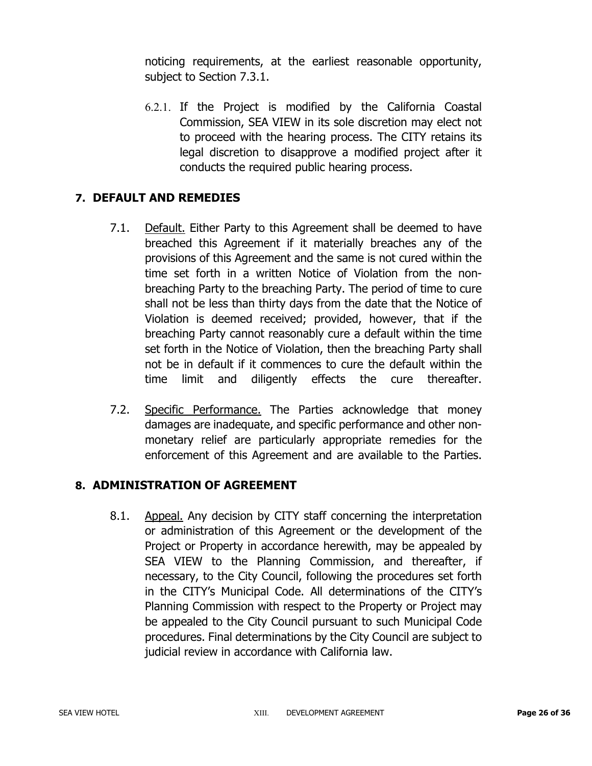noticing requirements, at the earliest reasonable opportunity, subject to Section 7.3.1.

6.2.1. If the Project is modified by the California Coastal Commission, SEA VIEW in its sole discretion may elect not to proceed with the hearing process. The CITY retains its legal discretion to disapprove a modified project after it conducts the required public hearing process.

## 7. DEFAULT AND REMEDIES

7.1. Default. Either Party to this Agreement shall be deemed to have breached this Agreement if it materially breaches any of the provisions of this Agreement and the same is not cured within the time set forth in a written Notice of Violation from the non-breaching Party to the breaching Party. The period of time to cure shall not be less than thirty days from the date that the Notice of Violation is deemed received; provided, however, that if the breaching Party cannot reasonably cure a default within the time set forth in the Notice of Violation, then the breaching Party shall not be in default if it commences to cure the default within the time limit and diligently effects the cure thereafter.

7.2. Specific Performance. The Parties acknowledge that money damages are inadequate, and specific performance and other non-monetary relief are particularly appropriate remedies for the enforcement of this Agreement and are available to the Parties.

## 8. ADMINISTRATION OF AGREEMENT

8.1. Appeal. Any decision by CITY staff concerning the interpretation or administration of this Agreement or the development of the Project or Property in accordance herewith, may be appealed by SEA VIEW to the Planning Commission, and thereafter, if necessary, to the City Council, following the procedures set forth in the CITY's Municipal Code. All determinations of the CITY's Planning Commission with respect to the Property or Project may be appealed to the City Council pursuant to such Municipal Code procedures. Final determinations by the City Council are subject to judicial review in accordance with California law.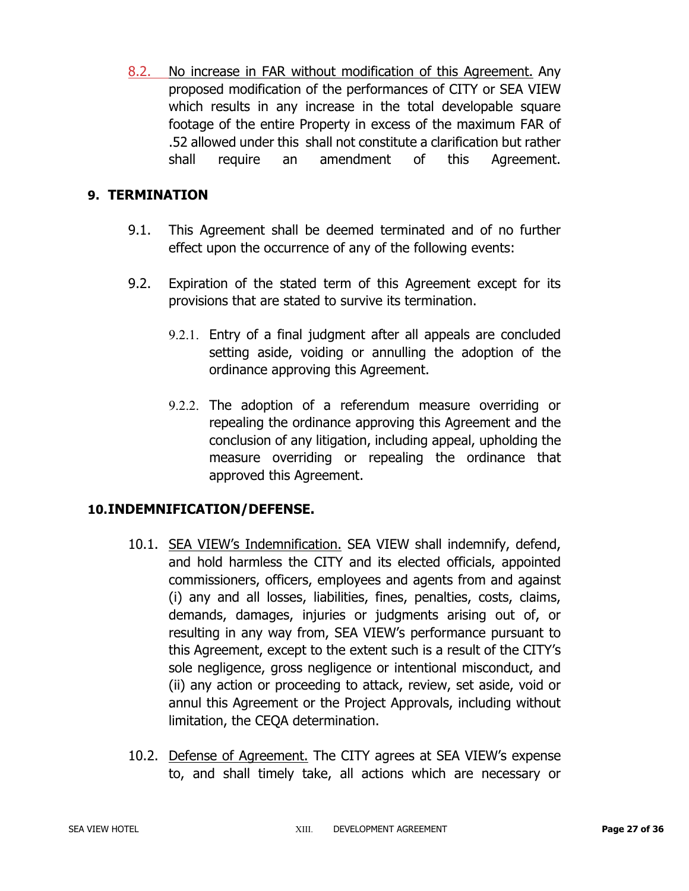8.2. No increase in FAR without modification of this Agreement. Any proposed modification of the performances of CITY or SEA VIEW which results in any increase in the total developable square footage of the entire Property in excess of the maximum FAR of .52 allowed under this shall not constitute a clarification but rather shall require an amendment of this Agreement.

## 9. TERMINATION

9.1. This Agreement shall be deemed terminated and of no further effect upon the occurrence of any of the following events:

9.2. Expiration of the stated term of this Agreement except for its provisions that are stated to survive its termination.

9.2.1. Entry of a final judgment after all appeals are concluded setting aside, voiding or annulling the adoption of the ordinance approving this Agreement.

9.2.2. The adoption of a referendum measure overriding or repealing the ordinance approving this Agreement and the conclusion of any litigation, including appeal, upholding the measure overriding or repealing the ordinance that approved this Agreement.

## 10. INDEMNIFICATION/DEFENSE.

10.1. SEA VIEW's Indemnification. SEA VIEW shall indemnify, defend, and hold harmless the CITY and its elected officials, appointed commissioners, officers, employees and agents from and against (i) any and all losses, liabilities, fines, penalties, costs, claims, demands, damages, injuries or judgments arising out of, or resulting in any way from, SEA VIEW's performance pursuant to this Agreement, except to the extent such is a result of the CITY's sole negligence, gross negligence or intentional misconduct, and (ii) any action or proceeding to attack, review, set aside, void or annul this Agreement or the Project Approvals, including without limitation, the CEQA determination.

10.2. Defense of Agreement. The CITY agrees at SEA VIEW's expense to, and shall timely take, all actions which are necessary or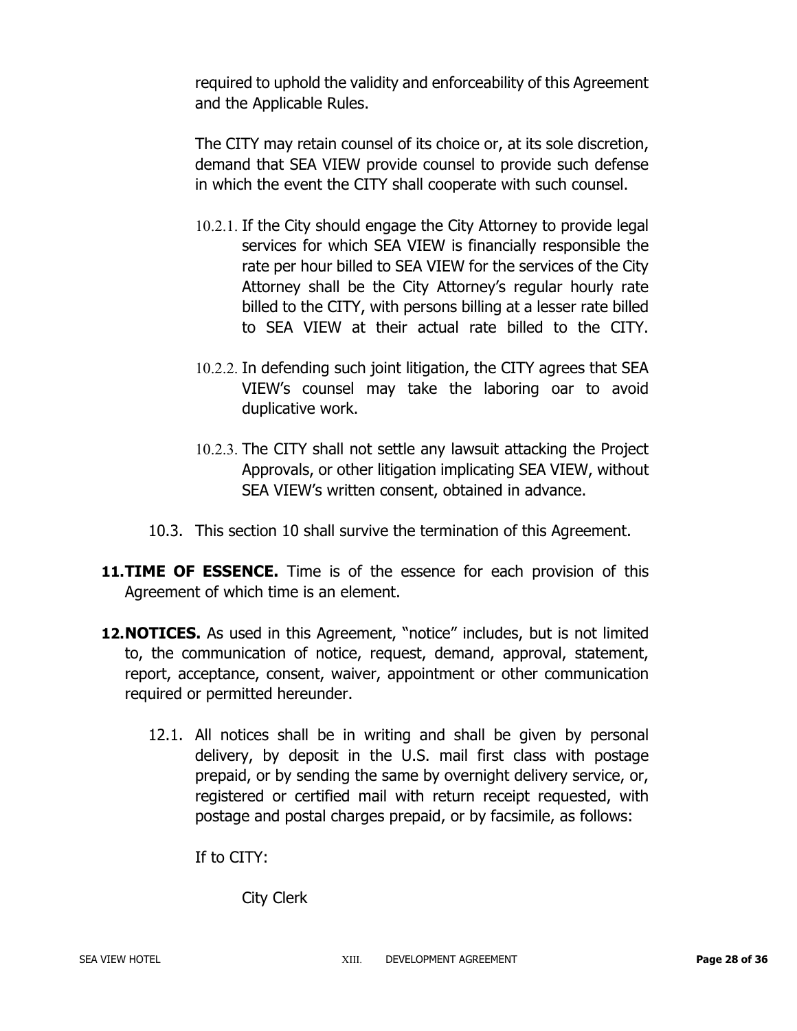required to uphold the validity and enforceability of this Agreement and the Applicable Rules.

The CITY may retain counsel of its choice or, at its sole discretion, demand that SEA VIEW provide counsel to provide such defense in which the event the CITY shall cooperate with such counsel.

10.2.1. If the City should engage the City Attorney to provide legal services for which SEA VIEW is financially responsible the rate per hour billed to SEA VIEW for the services of the City Attorney shall be the City Attorney's regular hourly rate billed to the CITY, with persons billing at a lesser rate billed to SEA VIEW at their actual rate billed to the CITY.

10.2.2. In defending such joint litigation, the CITY agrees that SEA VIEW's counsel may take the laboring oar to avoid duplicative work.

10.2.3. The CITY shall not settle any lawsuit attacking the Project Approvals, or other litigation implicating SEA VIEW, without SEA VIEW's written consent, obtained in advance.

10.3. This section 10 shall survive the termination of this Agreement.

**11. TIME OF ESSENCE.** Time is of the essence for each provision of this Agreement of which time is an element.

**12. NOTICES.** As used in this Agreement, "notice" includes, but is not limited to, the communication of notice, request, demand, approval, statement, report, acceptance, consent, waiver, appointment or other communication required or permitted hereunder.

12.1. All notices shall be in writing and shall be given by personal delivery, by deposit in the U.S. mail first class with postage prepaid, or by sending the same by overnight delivery service, or, registered or certified mail with return receipt requested, with postage and postal charges prepaid, or by facsimile, as follows:

If to CITY:

City Clerk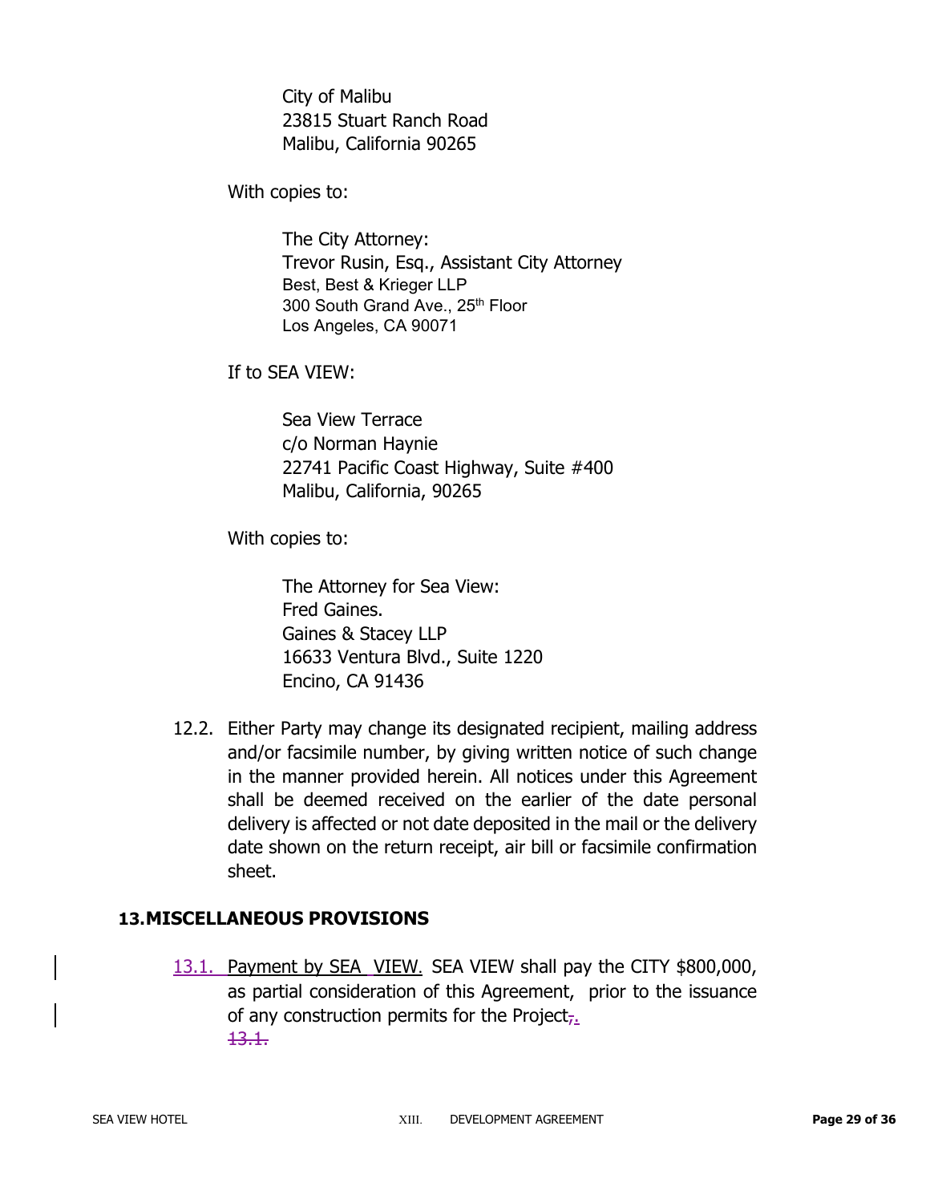City of Malibu
23815 Stuart Ranch Road
Malibu, California 90265

With copies to:

The City Attorney:
Trevor Rusin, Esq., Assistant City Attorney
Best, Best & Krieger LLP
300 South Grand Ave., 25th Floor
Los Angeles, CA 90071

If to SEA VIEW:

Sea View Terrace
c/o Norman Haynie
22741 Pacific Coast Highway, Suite #400
Malibu, California, 90265

With copies to:

The Attorney for Sea View:
Fred Gaines.
Gaines & Stacey LLP
16633 Ventura Blvd., Suite 1220
Encino, CA 91436

12.2. Either Party may change its designated recipient, mailing address and/or facsimile number, by giving written notice of such change in the manner provided herein. All notices under this Agreement shall be deemed received on the earlier of the date personal delivery is affected or not date deposited in the mail or the delivery date shown on the return receipt, air bill or facsimile confirmation sheet.

## 13. MISCELLANEOUS PROVISIONS

13.1. Payment by SEA VIEW. SEA VIEW shall pay the CITY $800,000, as partial consideration of this Agreement, prior to the issuance of any construction permits for the Project~~,~~.
~~13.1.~~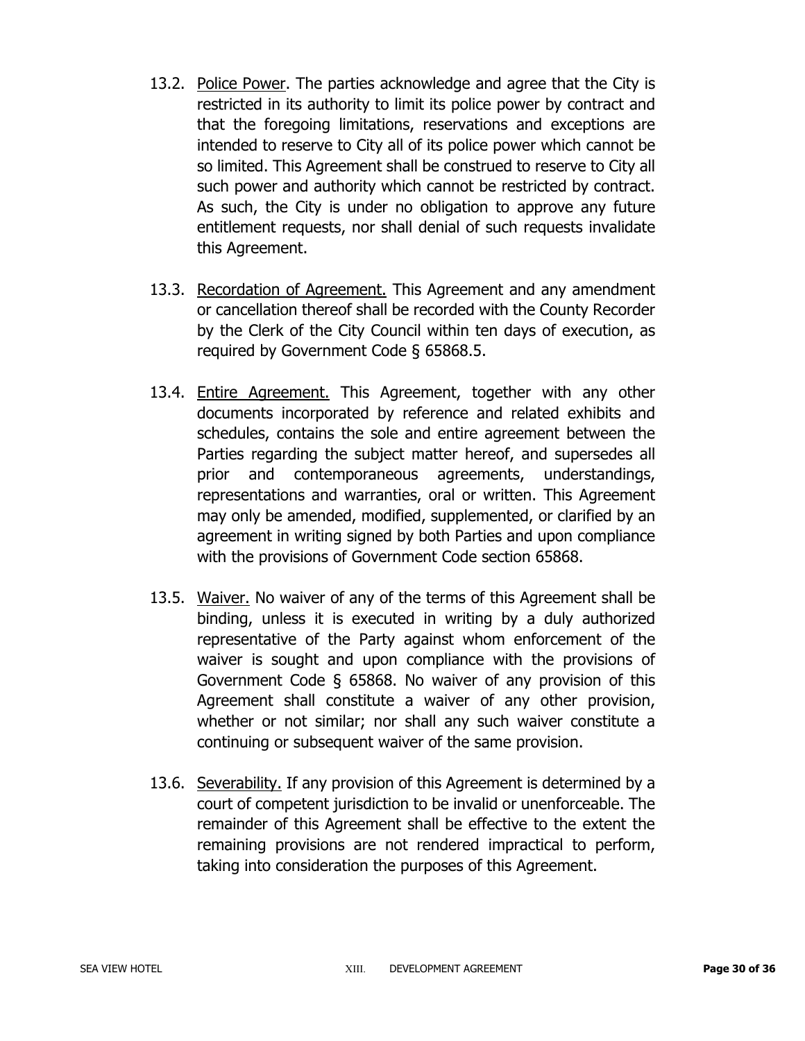13.2. Police Power. The parties acknowledge and agree that the City is restricted in its authority to limit its police power by contract and that the foregoing limitations, reservations and exceptions are intended to reserve to City all of its police power which cannot be so limited. This Agreement shall be construed to reserve to City all such power and authority which cannot be restricted by contract. As such, the City is under no obligation to approve any future entitlement requests, nor shall denial of such requests invalidate this Agreement.

13.3. Recordation of Agreement. This Agreement and any amendment or cancellation thereof shall be recorded with the County Recorder by the Clerk of the City Council within ten days of execution, as required by Government Code § 65868.5.

13.4. Entire Agreement. This Agreement, together with any other documents incorporated by reference and related exhibits and schedules, contains the sole and entire agreement between the Parties regarding the subject matter hereof, and supersedes all prior and contemporaneous agreements, understandings, representations and warranties, oral or written. This Agreement may only be amended, modified, supplemented, or clarified by an agreement in writing signed by both Parties and upon compliance with the provisions of Government Code section 65868.

13.5. Waiver. No waiver of any of the terms of this Agreement shall be binding, unless it is executed in writing by a duly authorized representative of the Party against whom enforcement of the waiver is sought and upon compliance with the provisions of Government Code § 65868. No waiver of any provision of this Agreement shall constitute a waiver of any other provision, whether or not similar; nor shall any such waiver constitute a continuing or subsequent waiver of the same provision.

13.6. Severability. If any provision of this Agreement is determined by a court of competent jurisdiction to be invalid or unenforceable. The remainder of this Agreement shall be effective to the extent the remaining provisions are not rendered impractical to perform, taking into consideration the purposes of this Agreement.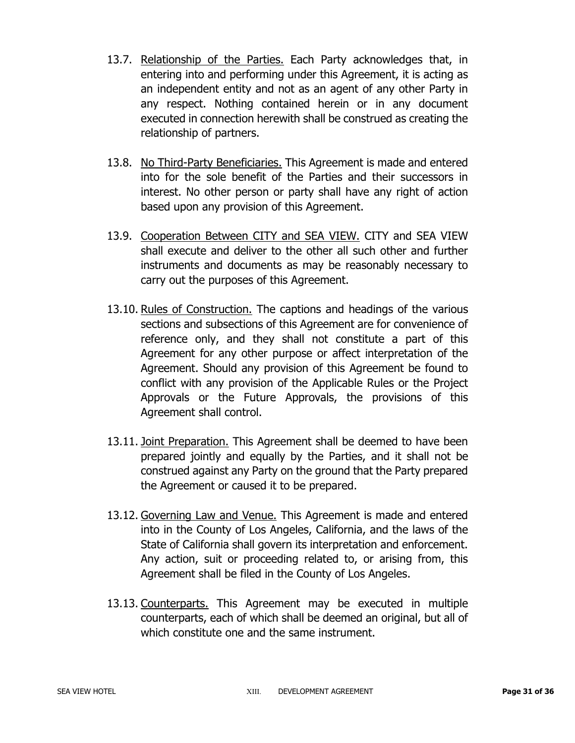13.7. Relationship of the Parties. Each Party acknowledges that, in entering into and performing under this Agreement, it is acting as an independent entity and not as an agent of any other Party in any respect. Nothing contained herein or in any document executed in connection herewith shall be construed as creating the relationship of partners.

13.8. No Third-Party Beneficiaries. This Agreement is made and entered into for the sole benefit of the Parties and their successors in interest. No other person or party shall have any right of action based upon any provision of this Agreement.

13.9. Cooperation Between CITY and SEA VIEW. CITY and SEA VIEW shall execute and deliver to the other all such other and further instruments and documents as may be reasonably necessary to carry out the purposes of this Agreement.

13.10. Rules of Construction. The captions and headings of the various sections and subsections of this Agreement are for convenience of reference only, and they shall not constitute a part of this Agreement for any other purpose or affect interpretation of the Agreement. Should any provision of this Agreement be found to conflict with any provision of the Applicable Rules or the Project Approvals or the Future Approvals, the provisions of this Agreement shall control.

13.11. Joint Preparation. This Agreement shall be deemed to have been prepared jointly and equally by the Parties, and it shall not be construed against any Party on the ground that the Party prepared the Agreement or caused it to be prepared.

13.12. Governing Law and Venue. This Agreement is made and entered into in the County of Los Angeles, California, and the laws of the State of California shall govern its interpretation and enforcement. Any action, suit or proceeding related to, or arising from, this Agreement shall be filed in the County of Los Angeles.

13.13. Counterparts. This Agreement may be executed in multiple counterparts, each of which shall be deemed an original, but all of which constitute one and the same instrument.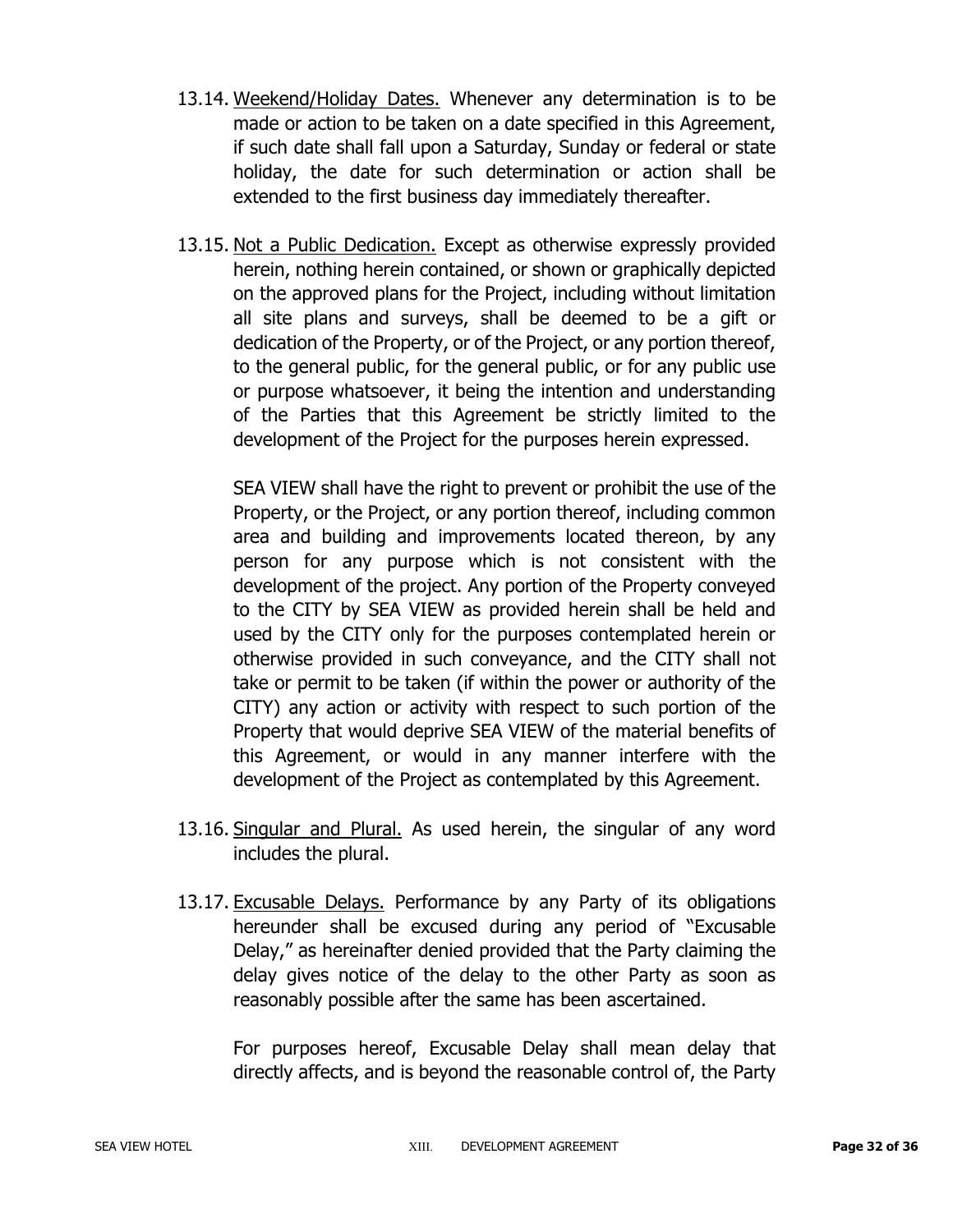13.14. <u>Weekend/Holiday Dates.</u> Whenever any determination is to be made or action to be taken on a date specified in this Agreement, if such date shall fall upon a Saturday, Sunday or federal or state holiday, the date for such determination or action shall be extended to the first business day immediately thereafter.

13.15. <u>Not a Public Dedication.</u> Except as otherwise expressly provided herein, nothing herein contained, or shown or graphically depicted on the approved plans for the Project, including without limitation all site plans and surveys, shall be deemed to be a gift or dedication of the Property, or of the Project, or any portion thereof, to the general public, for the general public, or for any public use or purpose whatsoever, it being the intention and understanding of the Parties that this Agreement be strictly limited to the development of the Project for the purposes herein expressed.

SEA VIEW shall have the right to prevent or prohibit the use of the Property, or the Project, or any portion thereof, including common area and building and improvements located thereon, by any person for any purpose which is not consistent with the development of the project. Any portion of the Property conveyed to the CITY by SEA VIEW as provided herein shall be held and used by the CITY only for the purposes contemplated herein or otherwise provided in such conveyance, and the CITY shall not take or permit to be taken (if within the power or authority of the CITY) any action or activity with respect to such portion of the Property that would deprive SEA VIEW of the material benefits of this Agreement, or would in any manner interfere with the development of the Project as contemplated by this Agreement.

13.16. <u>Singular and Plural.</u> As used herein, the singular of any word includes the plural.

13.17. <u>Excusable Delays.</u> Performance by any Party of its obligations hereunder shall be excused during any period of "Excusable Delay," as hereinafter denied provided that the Party claiming the delay gives notice of the delay to the other Party as soon as reasonably possible after the same has been ascertained.

For purposes hereof, Excusable Delay shall mean delay that directly affects, and is beyond the reasonable control of, the Party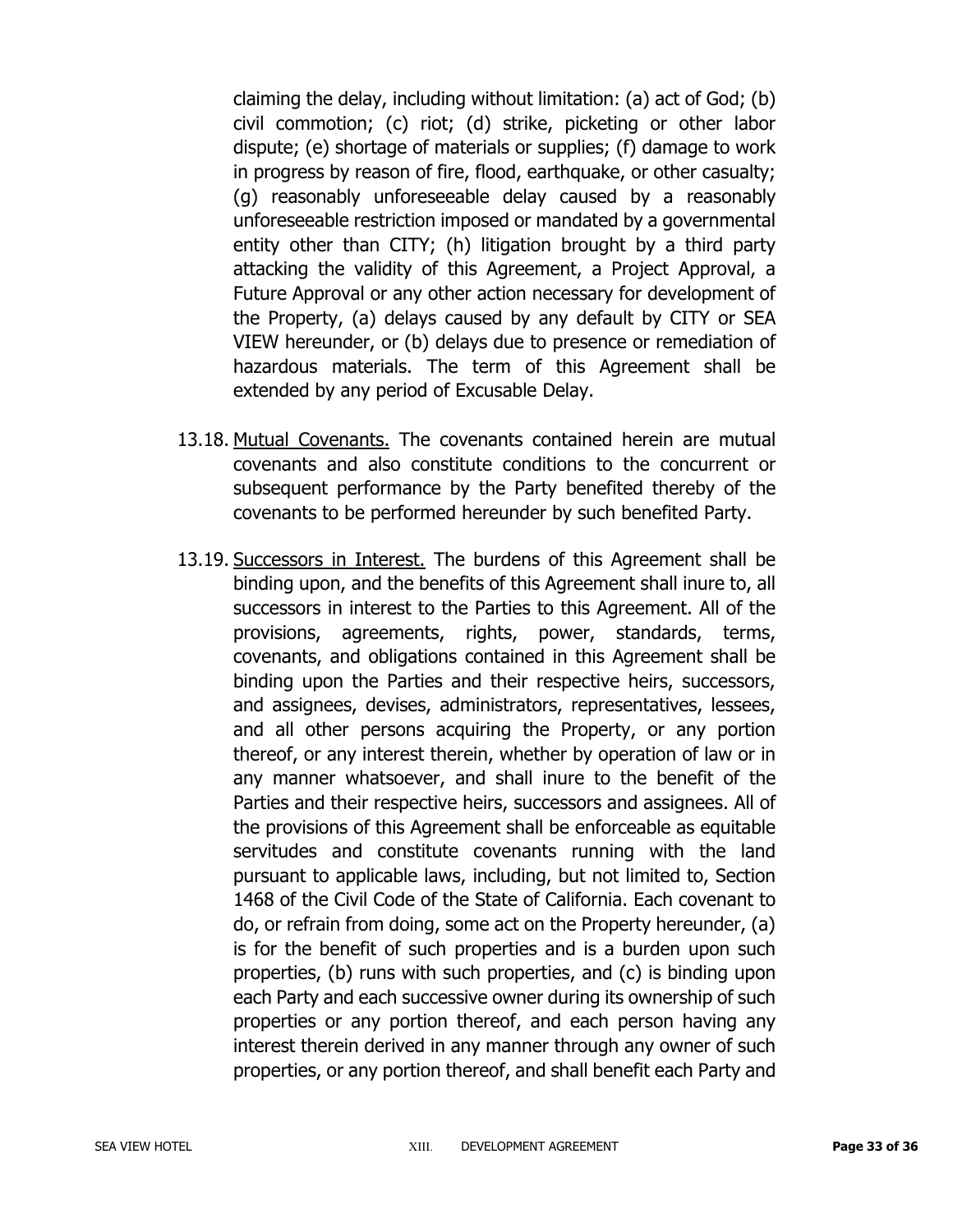claiming the delay, including without limitation: (a) act of God; (b) civil commotion; (c) riot; (d) strike, picketing or other labor dispute; (e) shortage of materials or supplies; (f) damage to work in progress by reason of fire, flood, earthquake, or other casualty; (g) reasonably unforeseeable delay caused by a reasonably unforeseeable restriction imposed or mandated by a governmental entity other than CITY; (h) litigation brought by a third party attacking the validity of this Agreement, a Project Approval, a Future Approval or any other action necessary for development of the Property, (a) delays caused by any default by CITY or SEA VIEW hereunder, or (b) delays due to presence or remediation of hazardous materials. The term of this Agreement shall be extended by any period of Excusable Delay.

13.18. Mutual Covenants. The covenants contained herein are mutual covenants and also constitute conditions to the concurrent or subsequent performance by the Party benefited thereby of the covenants to be performed hereunder by such benefited Party.

13.19. Successors in Interest. The burdens of this Agreement shall be binding upon, and the benefits of this Agreement shall inure to, all successors in interest to the Parties to this Agreement. All of the provisions, agreements, rights, power, standards, terms, covenants, and obligations contained in this Agreement shall be binding upon the Parties and their respective heirs, successors, and assignees, devises, administrators, representatives, lessees, and all other persons acquiring the Property, or any portion thereof, or any interest therein, whether by operation of law or in any manner whatsoever, and shall inure to the benefit of the Parties and their respective heirs, successors and assignees. All of the provisions of this Agreement shall be enforceable as equitable servitudes and constitute covenants running with the land pursuant to applicable laws, including, but not limited to, Section 1468 of the Civil Code of the State of California. Each covenant to do, or refrain from doing, some act on the Property hereunder, (a) is for the benefit of such properties and is a burden upon such properties, (b) runs with such properties, and (c) is binding upon each Party and each successive owner during its ownership of such properties or any portion thereof, and each person having any interest therein derived in any manner through any owner of such properties, or any portion thereof, and shall benefit each Party and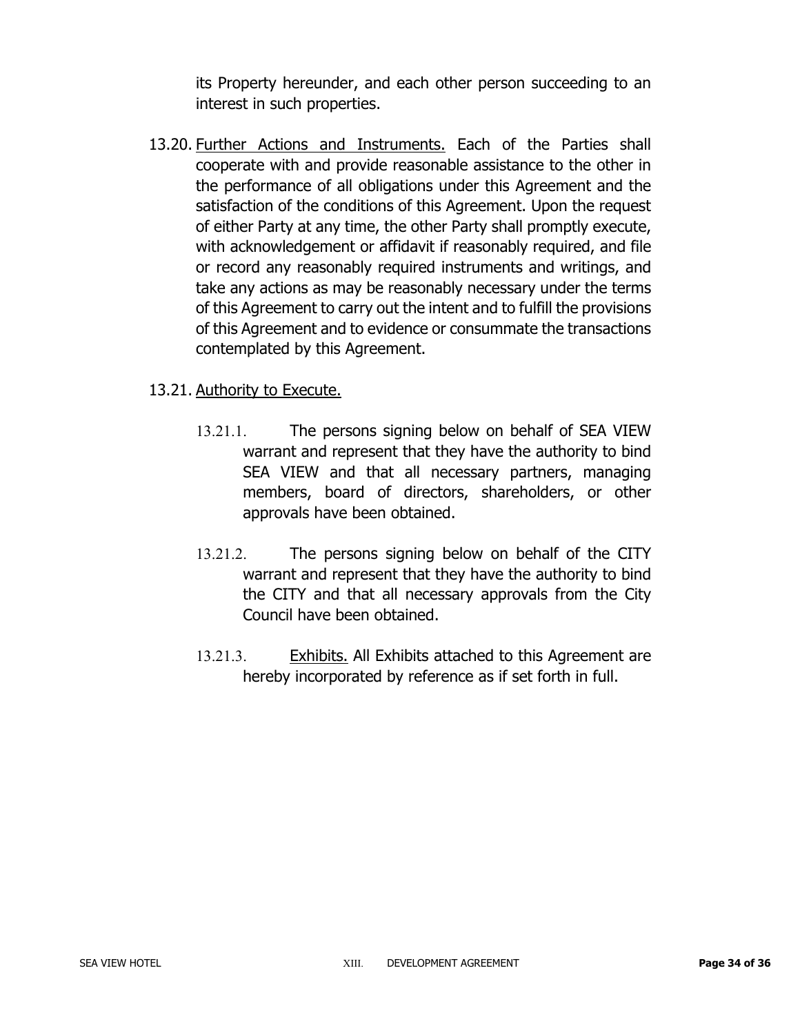its Property hereunder, and each other person succeeding to an interest in such properties.

13.20. Further Actions and Instruments. Each of the Parties shall cooperate with and provide reasonable assistance to the other in the performance of all obligations under this Agreement and the satisfaction of the conditions of this Agreement. Upon the request of either Party at any time, the other Party shall promptly execute, with acknowledgement or affidavit if reasonably required, and file or record any reasonably required instruments and writings, and take any actions as may be reasonably necessary under the terms of this Agreement to carry out the intent and to fulfill the provisions of this Agreement and to evidence or consummate the transactions contemplated by this Agreement.

13.21. Authority to Execute.

13.21.1. The persons signing below on behalf of SEA VIEW warrant and represent that they have the authority to bind SEA VIEW and that all necessary partners, managing members, board of directors, shareholders, or other approvals have been obtained.

13.21.2. The persons signing below on behalf of the CITY warrant and represent that they have the authority to bind the CITY and that all necessary approvals from the City Council have been obtained.

13.21.3. Exhibits. All Exhibits attached to this Agreement are hereby incorporated by reference as if set forth in full.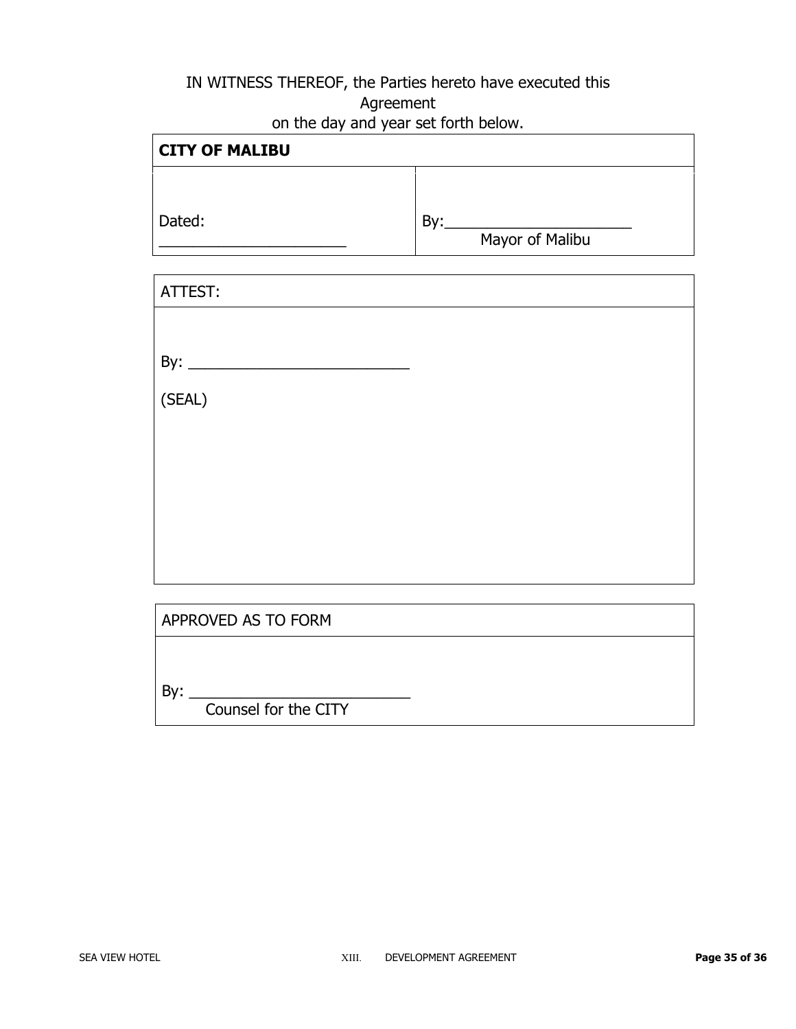IN WITNESS THEREOF, the Parties hereto have executed this Agreement on the day and year set forth below.

| **CITY OF MALIBU** | |
|---|---|
| Dated: ______________________ | By:______________________ Mayor of Malibu |

| ATTEST: |
|---|
| By: ___________________________ (SEAL) |

| APPROVED AS TO FORM |
|---|
| By: ___________________________ Counsel for the CITY |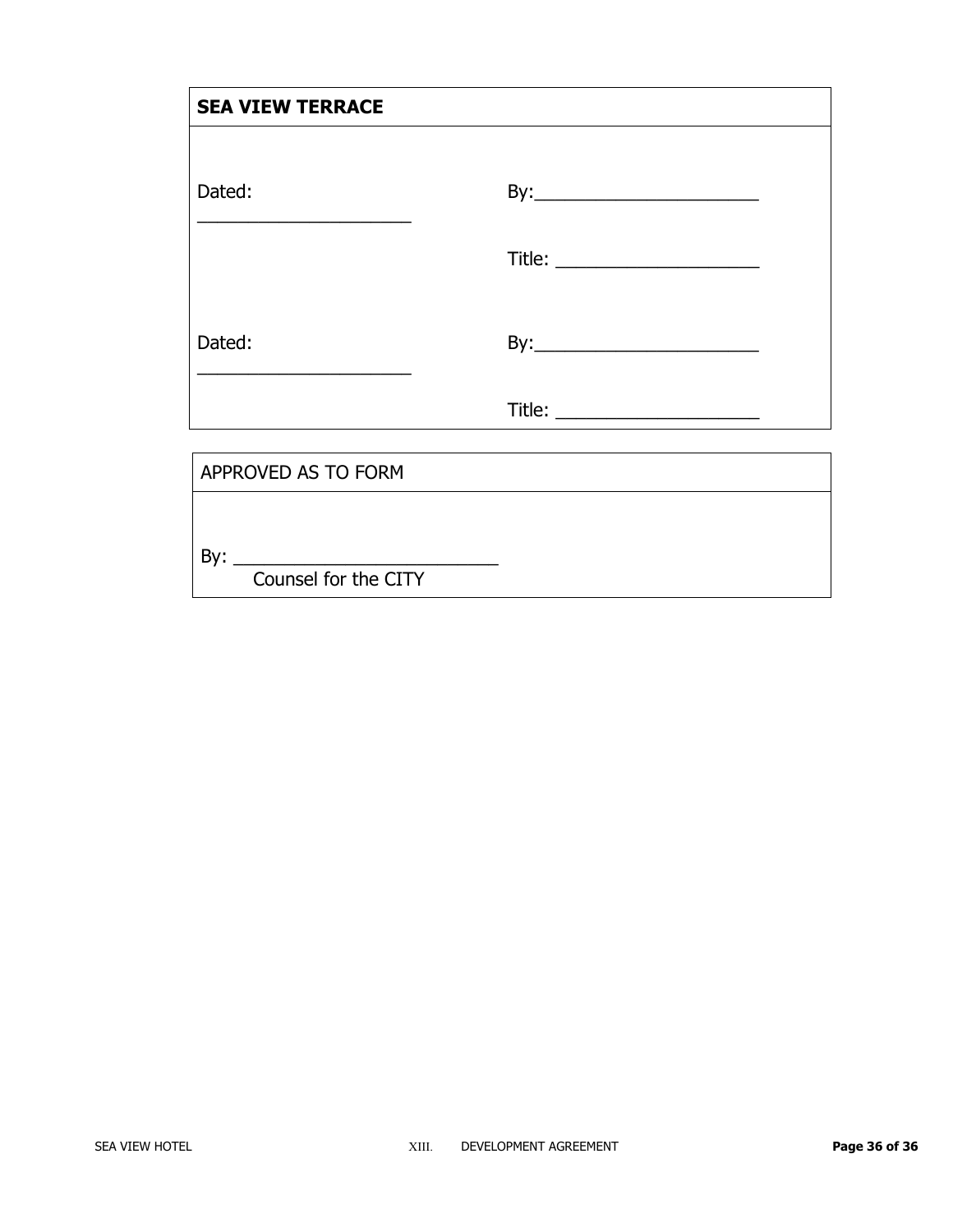| **SEA VIEW TERRACE** | |
|---|---|
| Dated: _____________________ | By:______________________ |
| | Title: ____________________ |
| Dated: _____________________ | By:______________________ |
| | Title: ____________________ |

| APPROVED AS TO FORM |
|---|
| By: __________________________ Counsel for the CITY |